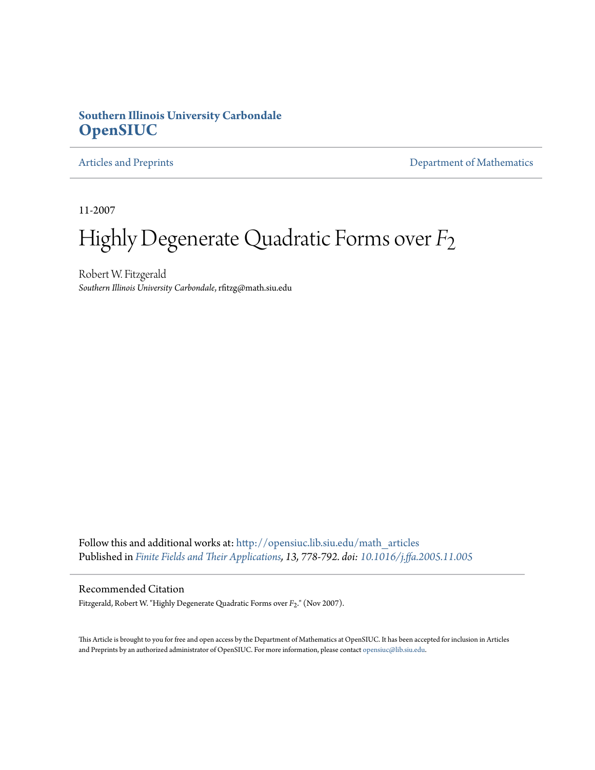**Southern Illinois University Carbondale**
**OpenSIUC**

Articles and Preprints | Department of Mathematics

11-2007

# Highly Degenerate Quadratic Forms over $F_2$

Robert W. Fitzgerald
*Southern Illinois University Carbondale*, rfitzg@math.siu.edu

Follow this and additional works at: http://opensiuc.lib.siu.edu/math_articles
Published in *Finite Fields and Their Applications*, *13, 778-792. doi: 10.1016/j.ffa.2005.11.005*

## Recommended Citation

Fitzgerald, Robert W. "Highly Degenerate Quadratic Forms over $F_2$." (Nov 2007).

This Article is brought to you for free and open access by the Department of Mathematics at OpenSIUC. It has been accepted for inclusion in Articles and Preprints by an authorized administrator of OpenSIUC. For more information, please contact opensiuc@lib.siu.edu.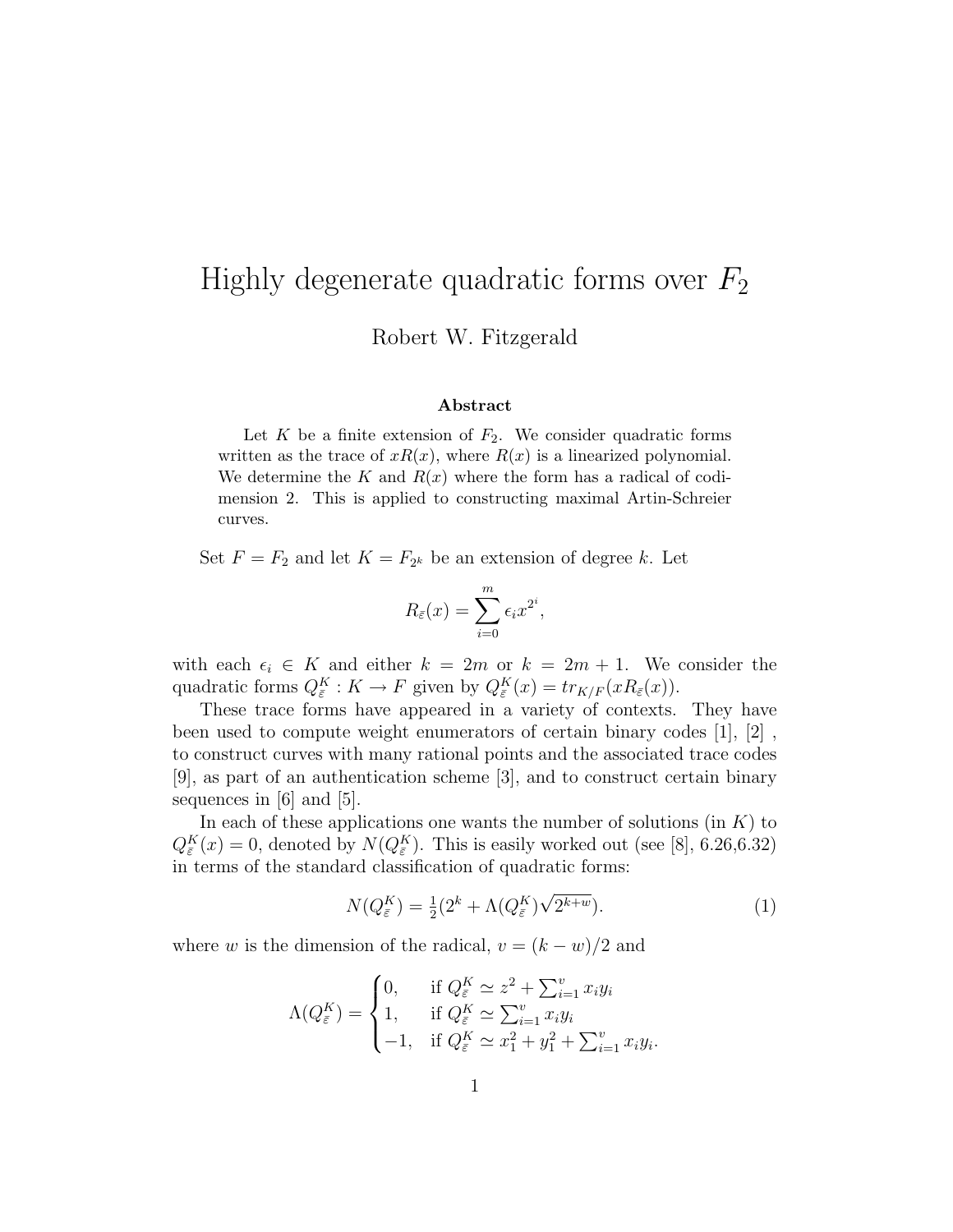# Highly degenerate quadratic forms over $F_2$

Robert W. Fitzgerald

**Abstract**

Let $K$ be a finite extension of $F_2$. We consider quadratic forms written as the trace of $xR(x)$, where $R(x)$ is a linearized polynomial. We determine the $K$ and $R(x)$ where the form has a radical of codimension 2. This is applied to constructing maximal Artin-Schreier curves.

Set $F = F_2$ and let $K = F_{2^k}$ be an extension of degree $k$. Let

$$R_{\bar{\varepsilon}}(x) = \sum_{i=0}^{m} \epsilon_i x^{2^i},$$

with each $\epsilon_i \in K$ and either $k = 2m$ or $k = 2m+1$. We consider the quadratic forms $Q_{\bar{\varepsilon}}^K : K \to F$ given by $Q_{\bar{\varepsilon}}^K(x) = tr_{K/F}(xR_{\bar{\varepsilon}}(x))$.

These trace forms have appeared in a variety of contexts. They have been used to compute weight enumerators of certain binary codes [1], [2] , to construct curves with many rational points and the associated trace codes [9], as part of an authentication scheme [3], and to construct certain binary sequences in [6] and [5].

In each of these applications one wants the number of solutions (in $K$) to $Q_{\bar{\varepsilon}}^K(x) = 0$, denoted by $N(Q_{\bar{\varepsilon}}^K)$. This is easily worked out (see [8], 6.26,6.32) in terms of the standard classification of quadratic forms:

$$N(Q_{\bar{\varepsilon}}^K) = \tfrac{1}{2}(2^k + \Lambda(Q_{\bar{\varepsilon}}^K)\sqrt{2^{k+w}}). \tag{1}$$

where $w$ is the dimension of the radical, $v = (k-w)/2$ and

$$\Lambda(Q_{\bar{\varepsilon}}^K) = \begin{cases} 0, & \text{if } Q_{\bar{\varepsilon}}^K \simeq z^2 + \sum_{i=1}^{v} x_i y_i \\ 1, & \text{if } Q_{\bar{\varepsilon}}^K \simeq \sum_{i=1}^{v} x_i y_i \\ -1, & \text{if } Q_{\bar{\varepsilon}}^K \simeq x_1^2 + y_1^2 + \sum_{i=1}^{v} x_i y_i. \end{cases}$$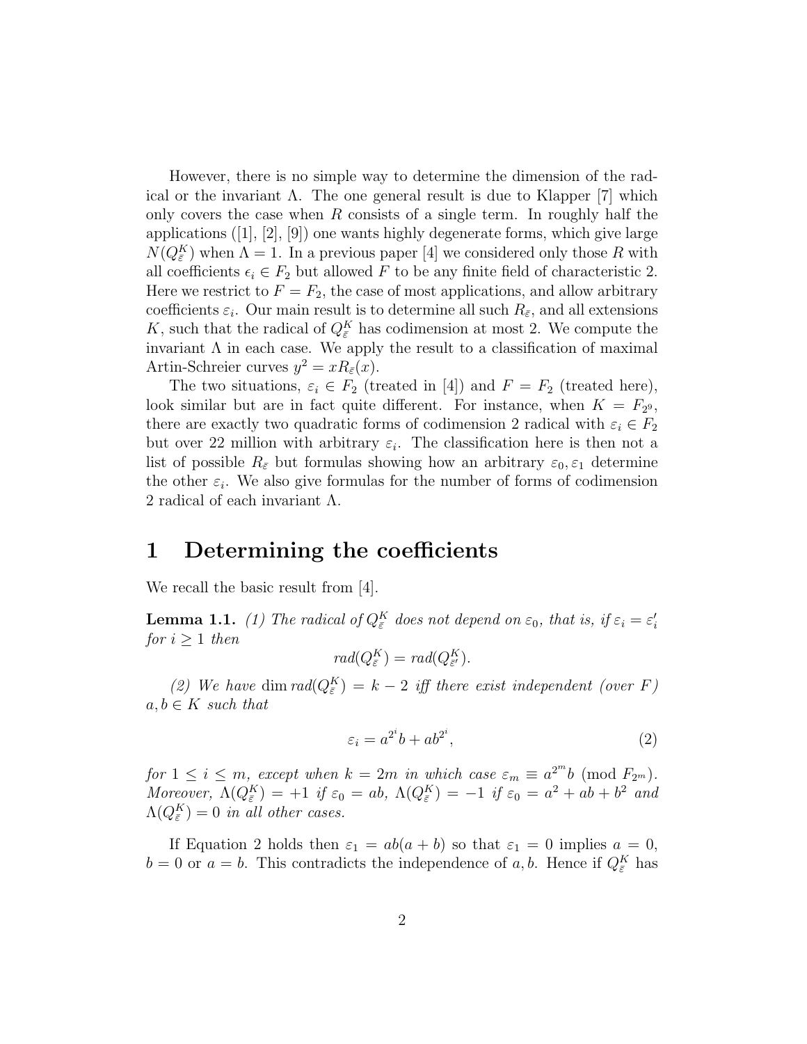However, there is no simple way to determine the dimension of the radical or the invariant $\Lambda$. The one general result is due to Klapper [7] which only covers the case when $R$ consists of a single term. In roughly half the applications ([1], [2], [9]) one wants highly degenerate forms, which give large $N(Q_{\bar{\varepsilon}}^K)$ when $\Lambda = 1$. In a previous paper [4] we considered only those $R$ with all coefficients $\epsilon_i \in F_2$ but allowed $F$ to be any finite field of characteristic 2. Here we restrict to $F = F_2$, the case of most applications, and allow arbitrary coefficients $\varepsilon_i$. Our main result is to determine all such $R_{\bar{\varepsilon}}$, and all extensions $K$, such that the radical of $Q_{\bar{\varepsilon}}^K$ has codimension at most 2. We compute the invariant $\Lambda$ in each case. We apply the result to a classification of maximal Artin-Schreier curves $y^2 = xR_{\bar{\varepsilon}}(x)$.

The two situations, $\varepsilon_i \in F_2$ (treated in [4]) and $F = F_2$ (treated here), look similar but are in fact quite different. For instance, when $K = F_{2^9}$, there are exactly two quadratic forms of codimension 2 radical with $\varepsilon_i \in F_2$ but over 22 million with arbitrary $\varepsilon_i$. The classification here is then not a list of possible $R_{\bar{\varepsilon}}$ but formulas showing how an arbitrary $\varepsilon_0, \varepsilon_1$ determine the other $\varepsilon_i$. We also give formulas for the number of forms of codimension 2 radical of each invariant $\Lambda$.

# 1 Determining the coefficients

We recall the basic result from [4].

**Lemma 1.1.** *(1) The radical of $Q_{\bar{\varepsilon}}^K$ does not depend on $\varepsilon_0$, that is, if $\varepsilon_i = \varepsilon_i'$ for $i \geq 1$ then*

$$rad(Q_{\bar{\varepsilon}}^K) = rad(Q_{\bar{\varepsilon}'}^K).$$

*(2) We have $\dim rad(Q_{\bar{\varepsilon}}^K) = k - 2$ iff there exist independent (over $F$) $a, b \in K$ such that*

$$\varepsilon_i = a^{2^i}b + ab^{2^i}, \tag{2}$$

*for $1 \leq i \leq m$, except when $k = 2m$ in which case $\varepsilon_m \equiv a^{2^m}b \pmod{F_{2^m}}$. Moreover, $\Lambda(Q_{\bar{\varepsilon}}^K) = +1$ if $\varepsilon_0 = ab$, $\Lambda(Q_{\bar{\varepsilon}}^K) = -1$ if $\varepsilon_0 = a^2 + ab + b^2$ and $\Lambda(Q_{\bar{\varepsilon}}^K) = 0$ in all other cases.*

If Equation 2 holds then $\varepsilon_1 = ab(a + b)$ so that $\varepsilon_1 = 0$ implies $a = 0$, $b = 0$ or $a = b$. This contradicts the independence of $a, b$. Hence if $Q_{\bar{\varepsilon}}^K$ has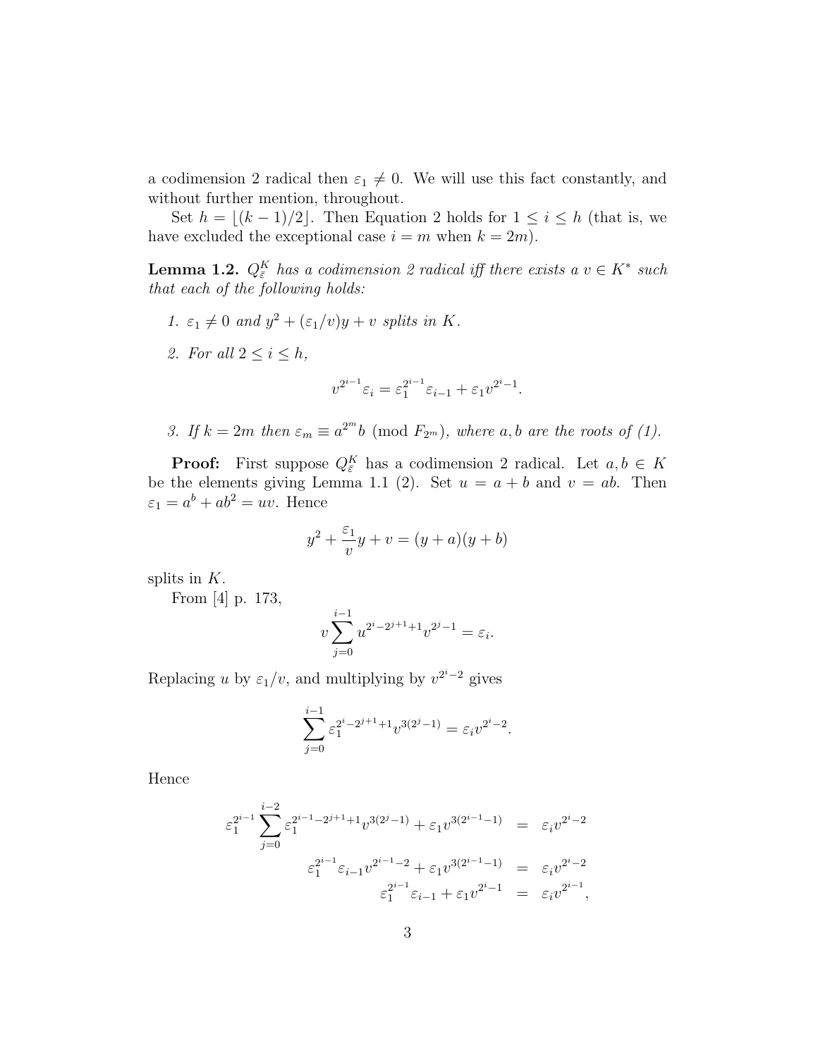a codimension 2 radical then $\varepsilon_1 \neq 0$. We will use this fact constantly, and without further mention, throughout.

Set $h = \lfloor (k-1)/2 \rfloor$. Then Equation 2 holds for $1 \leq i \leq h$ (that is, we have excluded the exceptional case $i = m$ when $k = 2m$).

**Lemma 1.2.** *$Q_{\bar{\varepsilon}}^K$ has a codimension 2 radical iff there exists a $v \in K^*$ such that each of the following holds:*

1. *$\varepsilon_1 \neq 0$ and $y^2 + (\varepsilon_1/v)y + v$ splits in $K$.*
2. *For all $2 \leq i \leq h$,*
$$v^{2^{i-1}}\varepsilon_i = \varepsilon_1^{2^{i-1}}\varepsilon_{i-1} + \varepsilon_1 v^{2^i - 1}.$$
3. *If $k = 2m$ then $\varepsilon_m \equiv a^{2^m}b \pmod{F_{2^m}}$, where $a, b$ are the roots of (1).*

**Proof:** First suppose $Q_{\bar{\varepsilon}}^K$ has a codimension 2 radical. Let $a, b \in K$ be the elements giving Lemma 1.1 (2). Set $u = a + b$ and $v = ab$. Then $\varepsilon_1 = a^b + ab^2 = uv$. Hence

$$y^2 + \frac{\varepsilon_1}{v}y + v = (y+a)(y+b)$$

splits in $K$.

From [4] p. 173,

$$v\sum_{j=0}^{i-1} u^{2^i - 2^{j+1} + 1}v^{2^j - 1} = \varepsilon_i.$$

Replacing $u$ by $\varepsilon_1/v$, and multiplying by $v^{2^i - 2}$ gives

$$\sum_{j=0}^{i-1} \varepsilon_1^{2^i - 2^{j+1} + 1} v^{3(2^j - 1)} = \varepsilon_i v^{2^i - 2}.$$

Hence

$$\begin{aligned}
\varepsilon_1^{2^{i-1}} \sum_{j=0}^{i-2} \varepsilon_1^{2^{i-1} - 2^{j+1} + 1} v^{3(2^j - 1)} + \varepsilon_1 v^{3(2^{i-1} - 1)} &= \varepsilon_i v^{2^i - 2} \\
\varepsilon_1^{2^{i-1}} \varepsilon_{i-1} v^{2^{i-1} - 2} + \varepsilon_1 v^{3(2^{i-1} - 1)} &= \varepsilon_i v^{2^i - 2} \\
\varepsilon_1^{2^{i-1}} \varepsilon_{i-1} + \varepsilon_1 v^{2^i - 1} &= \varepsilon_i v^{2^{i-1}},
\end{aligned}$$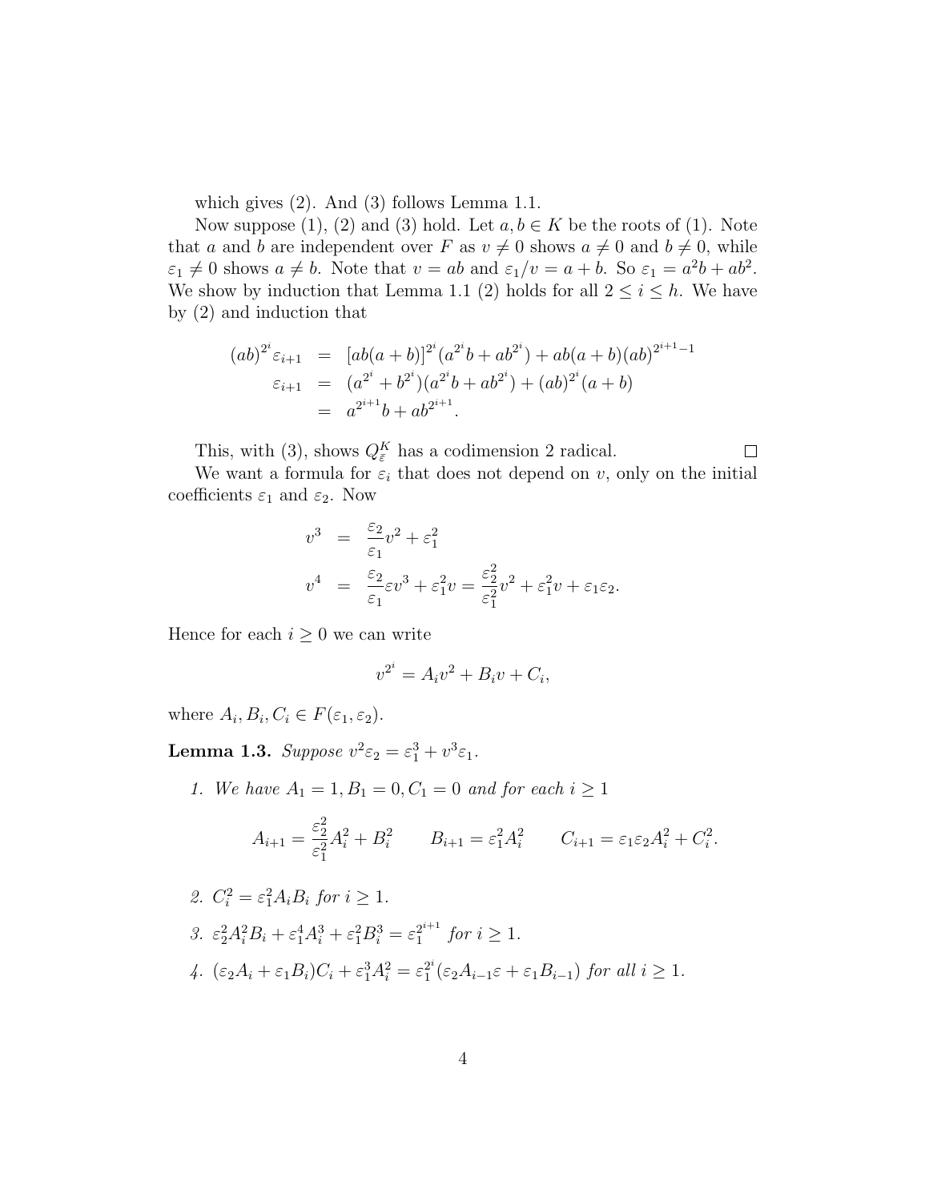which gives (2). And (3) follows Lemma 1.1.

Now suppose (1), (2) and (3) hold. Let $a, b \in K$ be the roots of (1). Note that $a$ and $b$ are independent over $F$ as $v \neq 0$ shows $a \neq 0$ and $b \neq 0$, while $\varepsilon_1 \neq 0$ shows $a \neq b$. Note that $v = ab$ and $\varepsilon_1/v = a + b$. So $\varepsilon_1 = a^2b + ab^2$. We show by induction that Lemma 1.1 (2) holds for all $2 \leq i \leq h$. We have by (2) and induction that

$$
\begin{aligned}
(ab)^{2^i}\varepsilon_{i+1} &= [ab(a+b)]^{2^i}(a^{2^i}b + ab^{2^i}) + ab(a+b)(ab)^{2^{i+1}-1} \\
\varepsilon_{i+1} &= (a^{2^i} + b^{2^i})(a^{2^i}b + ab^{2^i}) + (ab)^{2^i}(a+b) \\
&= a^{2^{i+1}}b + ab^{2^{i+1}}.
\end{aligned}
$$

This, with (3), shows $Q_{\bar{\varepsilon}}^K$ has a codimension 2 radical. $\square$

We want a formula for $\varepsilon_i$ that does not depend on $v$, only on the initial coefficients $\varepsilon_1$ and $\varepsilon_2$. Now

$$
\begin{aligned}
v^3 &= \frac{\varepsilon_2}{\varepsilon_1}v^2 + \varepsilon_1^2 \\
v^4 &= \frac{\varepsilon_2}{\varepsilon_1}\varepsilon v^3 + \varepsilon_1^2 v = \frac{\varepsilon_2^2}{\varepsilon_1^2}v^2 + \varepsilon_1^2 v + \varepsilon_1\varepsilon_2.
\end{aligned}
$$

Hence for each $i \geq 0$ we can write

$$
v^{2^i} = A_i v^2 + B_i v + C_i,
$$

where $A_i, B_i, C_i \in F(\varepsilon_1, \varepsilon_2)$.

**Lemma 1.3.** *Suppose $v^2\varepsilon_2 = \varepsilon_1^3 + v^3\varepsilon_1$.*

1. *We have $A_1 = 1, B_1 = 0, C_1 = 0$ and for each $i \geq 1$*

$$
A_{i+1} = \frac{\varepsilon_2^2}{\varepsilon_1^2}A_i^2 + B_i^2 \qquad B_{i+1} = \varepsilon_1^2 A_i^2 \qquad C_{i+1} = \varepsilon_1\varepsilon_2 A_i^2 + C_i^2.
$$

2. *$C_i^2 = \varepsilon_1^2 A_i B_i$ for $i \geq 1$.*

3. *$\varepsilon_2^2 A_i^2 B_i + \varepsilon_1^4 A_i^3 + \varepsilon_1^2 B_i^3 = \varepsilon_1^{2^{i+1}}$ for $i \geq 1$.*

4. *$(\varepsilon_2 A_i + \varepsilon_1 B_i)C_i + \varepsilon_1^3 A_i^2 = \varepsilon_1^{2^i}(\varepsilon_2 A_{i-1}\varepsilon + \varepsilon_1 B_{i-1})$ for all $i \geq 1$.*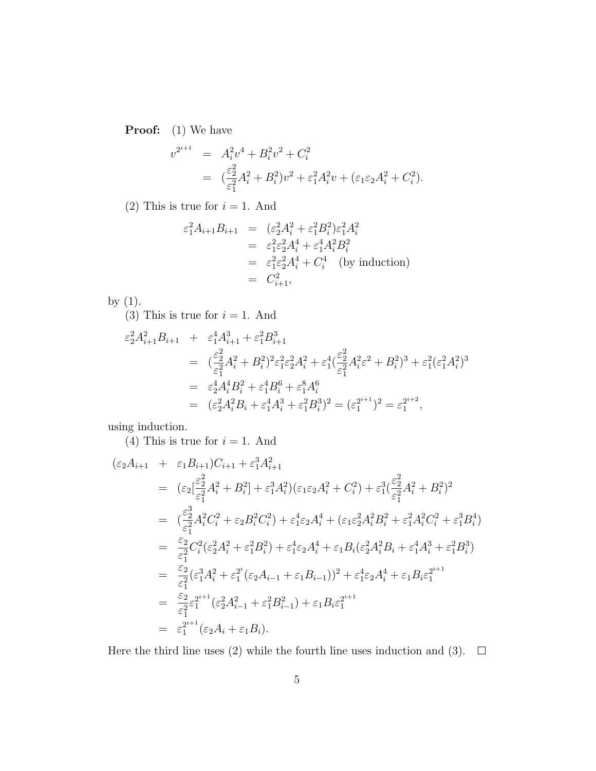**Proof:** (1) We have

$$
\begin{aligned}
v^{2^{i+1}} &= A_i^2 v^4 + B_i^2 v^2 + C_i^2 \\
&= (\frac{\varepsilon_2^2}{\varepsilon_1^2} A_i^2 + B_i^2) v^2 + \varepsilon_1^2 A_i^2 v + (\varepsilon_1 \varepsilon_2 A_i^2 + C_i^2).
\end{aligned}
$$

(2) This is true for $i = 1$. And

$$
\begin{aligned}
\varepsilon_1^2 A_{i+1} B_{i+1} &= (\varepsilon_2^2 A_i^2 + \varepsilon_1^2 B_i^2) \varepsilon_1^2 A_i^2 \\
&= \varepsilon_1^2 \varepsilon_2^2 A_i^4 + \varepsilon_1^4 A_i^2 B_i^2 \\
&= \varepsilon_1^2 \varepsilon_2^2 A_i^4 + C_i^4 \quad \text{(by induction)} \\
&= C_{i+1}^2,
\end{aligned}
$$

by (1).

(3) This is true for $i = 1$. And

$$
\begin{aligned}
\varepsilon_2^2 A_{i+1}^2 B_{i+1} &+ \varepsilon_1^4 A_{i+1}^3 + \varepsilon_1^2 B_{i+1}^3 \\
&= (\frac{\varepsilon_2^2}{\varepsilon_1^2} A_i^2 + B_i^2)^2 \varepsilon_1^2 \varepsilon_2^2 A_i^2 + \varepsilon_1^4 (\frac{\varepsilon_2^2}{\varepsilon_1^2} A_i^2 \varepsilon^2 + B_i^2)^3 + \varepsilon_1^2 (\varepsilon_1^2 A_i^2)^3 \\
&= \varepsilon_2^4 A_i^4 B_i^2 + \varepsilon_1^4 B_i^6 + \varepsilon_1^8 A_i^6 \\
&= (\varepsilon_2^2 A_i^2 B_i + \varepsilon_1^4 A_i^3 + \varepsilon_1^2 B_i^3)^2 = (\varepsilon_1^{2^{i+1}})^2 = \varepsilon_1^{2^{i+2}},
\end{aligned}
$$

using induction.

(4) This is true for $i = 1$. And

$$
\begin{aligned}
(\varepsilon_2 A_{i+1} &+ \varepsilon_1 B_{i+1}) C_{i+1} + \varepsilon_1^3 A_{i+1}^2 \\
&= (\varepsilon_2 [\frac{\varepsilon_2^2}{\varepsilon_1^2} A_i^2 + B_i^2] + \varepsilon_1^3 A_i^2)(\varepsilon_1 \varepsilon_2 A_i^2 + C_i^2) + \varepsilon_1^3 (\frac{\varepsilon_2^2}{\varepsilon_1^2} A_i^2 + B_i^2)^2 \\
&= (\frac{\varepsilon_2^3}{\varepsilon_1^2} A_i^2 C_i^2 + \varepsilon_2 B_i^2 C_i^2) + \varepsilon_1^4 \varepsilon_2 A_i^4 + (\varepsilon_1 \varepsilon_2^2 A_i^2 B_i^2 + \varepsilon_1^2 A_i^2 C_i^2 + \varepsilon_1^3 B_i^4) \\
&= \frac{\varepsilon_2}{\varepsilon_1^2} C_i^2 (\varepsilon_2^2 A_i^2 + \varepsilon_1^2 B_i^2) + \varepsilon_1^4 \varepsilon_2 A_i^4 + \varepsilon_1 B_i (\varepsilon_2^2 A_i^2 B_i + \varepsilon_1^4 A_i^3 + \varepsilon_1^2 B_i^3) \\
&= \frac{\varepsilon_2}{\varepsilon_1^2} (\varepsilon_1^3 A_i^2 + \varepsilon_1^{2^i} (\varepsilon_2 A_{i-1} + \varepsilon_1 B_{i-1}))^2 + \varepsilon_1^4 \varepsilon_2 A_i^4 + \varepsilon_1 B_i \varepsilon_1^{2^{i+1}} \\
&= \frac{\varepsilon_2}{\varepsilon_1^2} \varepsilon_1^{2^{i+1}} (\varepsilon_2^2 A_{i-1}^2 + \varepsilon_1^2 B_{i-1}^2) + \varepsilon_1 B_i \varepsilon_1^{2^{i+1}} \\
&= \varepsilon_1^{2^{i+1}} (\varepsilon_2 A_i + \varepsilon_1 B_i).
\end{aligned}
$$

Here the third line uses (2) while the fourth line uses induction and (3). $\square$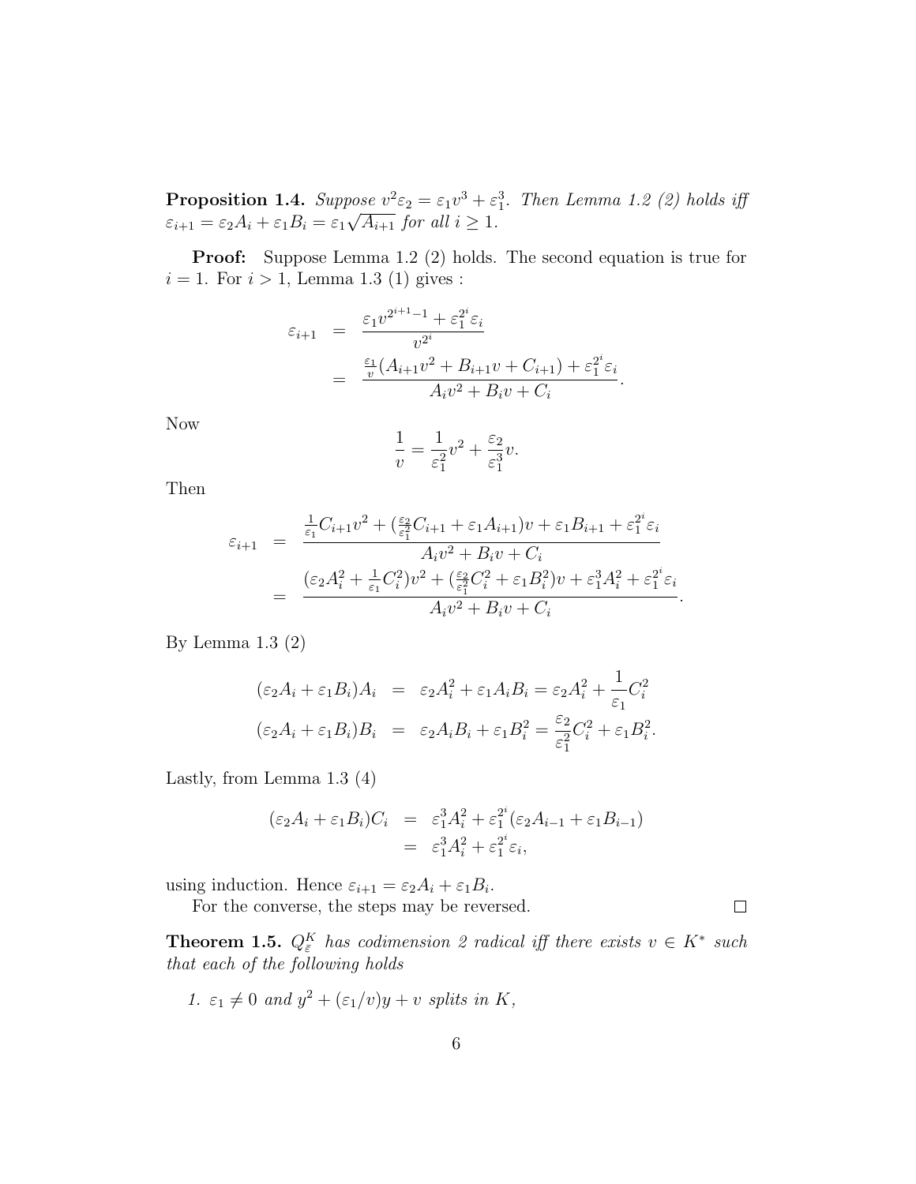**Proposition 1.4.** *Suppose $v^2\varepsilon_2 = \varepsilon_1 v^3 + \varepsilon_1^3$. Then Lemma 1.2 (2) holds iff $\varepsilon_{i+1} = \varepsilon_2 A_i + \varepsilon_1 B_i = \varepsilon_1\sqrt{A_{i+1}}$ for all $i \geq 1$.*

**Proof:** Suppose Lemma 1.2 (2) holds. The second equation is true for $i = 1$. For $i > 1$, Lemma 1.3 (1) gives :

$$
\begin{aligned}
\varepsilon_{i+1} &= \frac{\varepsilon_1 v^{2^{i+1}-1} + \varepsilon_1^{2^i}\varepsilon_i}{v^{2^i}} \\
&= \frac{\frac{\varepsilon_1}{v}(A_{i+1}v^2 + B_{i+1}v + C_{i+1}) + \varepsilon_1^{2^i}\varepsilon_i}{A_i v^2 + B_i v + C_i}.
\end{aligned}
$$

Now

$$
\frac{1}{v} = \frac{1}{\varepsilon_1^2}v^2 + \frac{\varepsilon_2}{\varepsilon_1^3}v.
$$

Then

$$
\begin{aligned}
\varepsilon_{i+1} &= \frac{\frac{1}{\varepsilon_1}C_{i+1}v^2 + (\frac{\varepsilon_2}{\varepsilon_1^2}C_{i+1} + \varepsilon_1 A_{i+1})v + \varepsilon_1 B_{i+1} + \varepsilon_1^{2^i}\varepsilon_i}{A_i v^2 + B_i v + C_i} \\
&= \frac{(\varepsilon_2 A_i^2 + \frac{1}{\varepsilon_1}C_i^2)v^2 + (\frac{\varepsilon_2}{\varepsilon_1^2}C_i^2 + \varepsilon_1 B_i^2)v + \varepsilon_1^3 A_i^2 + \varepsilon_1^{2^i}\varepsilon_i}{A_i v^2 + B_i v + C_i}.
\end{aligned}
$$

By Lemma 1.3 (2)

$$
\begin{aligned}
(\varepsilon_2 A_i + \varepsilon_1 B_i)A_i &= \varepsilon_2 A_i^2 + \varepsilon_1 A_i B_i = \varepsilon_2 A_i^2 + \frac{1}{\varepsilon_1}C_i^2 \\
(\varepsilon_2 A_i + \varepsilon_1 B_i)B_i &= \varepsilon_2 A_i B_i + \varepsilon_1 B_i^2 = \frac{\varepsilon_2}{\varepsilon_1^2}C_i^2 + \varepsilon_1 B_i^2.
\end{aligned}
$$

Lastly, from Lemma 1.3 (4)

$$
\begin{aligned}
(\varepsilon_2 A_i + \varepsilon_1 B_i)C_i &= \varepsilon_1^3 A_i^2 + \varepsilon_1^{2^i}(\varepsilon_2 A_{i-1} + \varepsilon_1 B_{i-1}) \\
&= \varepsilon_1^3 A_i^2 + \varepsilon_1^{2^i}\varepsilon_i,
\end{aligned}
$$

using induction. Hence $\varepsilon_{i+1} = \varepsilon_2 A_i + \varepsilon_1 B_i$.

For the converse, the steps may be reversed. □

**Theorem 1.5.** *$Q_{\bar{\varepsilon}}^K$ has codimension 2 radical iff there exists $v \in K^*$ such that each of the following holds*

1. *$\varepsilon_1 \neq 0$ and $y^2 + (\varepsilon_1/v)y + v$ splits in $K$,*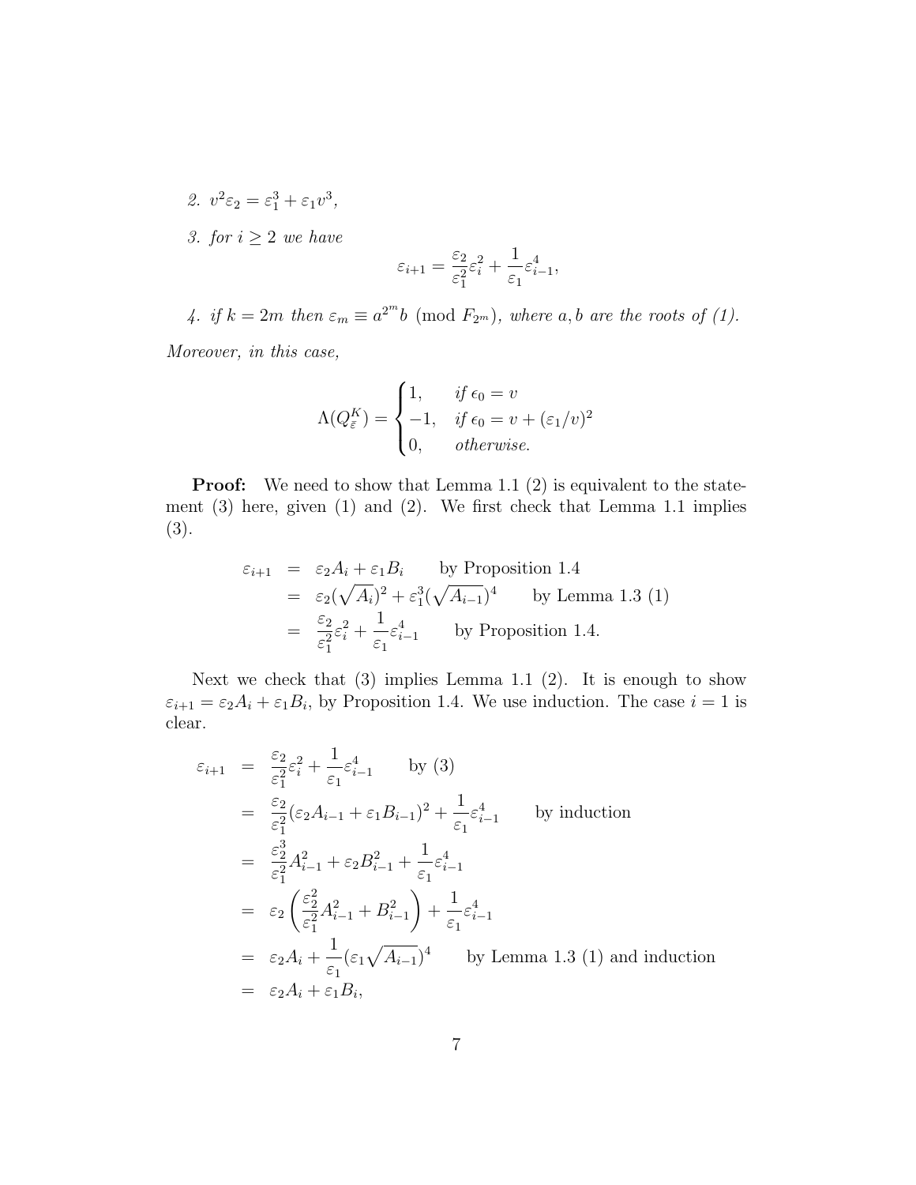2. $v^2\varepsilon_2 = \varepsilon_1^3 + \varepsilon_1 v^3$,

3. for $i \geq 2$ we have

$$\varepsilon_{i+1} = \frac{\varepsilon_2}{\varepsilon_1^2}\varepsilon_i^2 + \frac{1}{\varepsilon_1}\varepsilon_{i-1}^4,$$

4. if $k = 2m$ then $\varepsilon_m \equiv a^{2^m} b \pmod{F_{2^m}}$, where $a, b$ are the roots of (1).

*Moreover, in this case,*

$$\Lambda(Q_{\bar{\varepsilon}}^K) = \begin{cases} 1, & \text{if } \epsilon_0 = v \\ -1, & \text{if } \epsilon_0 = v + (\varepsilon_1/v)^2 \\ 0, & \text{otherwise.} \end{cases}$$

**Proof:** We need to show that Lemma 1.1 (2) is equivalent to the statement (3) here, given (1) and (2). We first check that Lemma 1.1 implies (3).

$$\begin{aligned}
\varepsilon_{i+1} &= \varepsilon_2 A_i + \varepsilon_1 B_i \qquad \text{by Proposition 1.4} \\
&= \varepsilon_2(\sqrt{A_i})^2 + \varepsilon_1^3(\sqrt{A_{i-1}})^4 \qquad \text{by Lemma 1.3 (1)} \\
&= \frac{\varepsilon_2}{\varepsilon_1^2}\varepsilon_i^2 + \frac{1}{\varepsilon_1}\varepsilon_{i-1}^4 \qquad \text{by Proposition 1.4.}
\end{aligned}$$

Next we check that (3) implies Lemma 1.1 (2). It is enough to show $\varepsilon_{i+1} = \varepsilon_2 A_i + \varepsilon_1 B_i$, by Proposition 1.4. We use induction. The case $i = 1$ is clear.

$$\begin{aligned}
\varepsilon_{i+1} &= \frac{\varepsilon_2}{\varepsilon_1^2}\varepsilon_i^2 + \frac{1}{\varepsilon_1}\varepsilon_{i-1}^4 \qquad \text{by (3)} \\
&= \frac{\varepsilon_2}{\varepsilon_1^2}(\varepsilon_2 A_{i-1} + \varepsilon_1 B_{i-1})^2 + \frac{1}{\varepsilon_1}\varepsilon_{i-1}^4 \qquad \text{by induction} \\
&= \frac{\varepsilon_2^3}{\varepsilon_1^2}A_{i-1}^2 + \varepsilon_2 B_{i-1}^2 + \frac{1}{\varepsilon_1}\varepsilon_{i-1}^4 \\
&= \varepsilon_2\left(\frac{\varepsilon_2^2}{\varepsilon_1^2}A_{i-1}^2 + B_{i-1}^2\right) + \frac{1}{\varepsilon_1}\varepsilon_{i-1}^4 \\
&= \varepsilon_2 A_i + \frac{1}{\varepsilon_1}(\varepsilon_1\sqrt{A_{i-1}})^4 \qquad \text{by Lemma 1.3 (1) and induction} \\
&= \varepsilon_2 A_i + \varepsilon_1 B_i,
\end{aligned}$$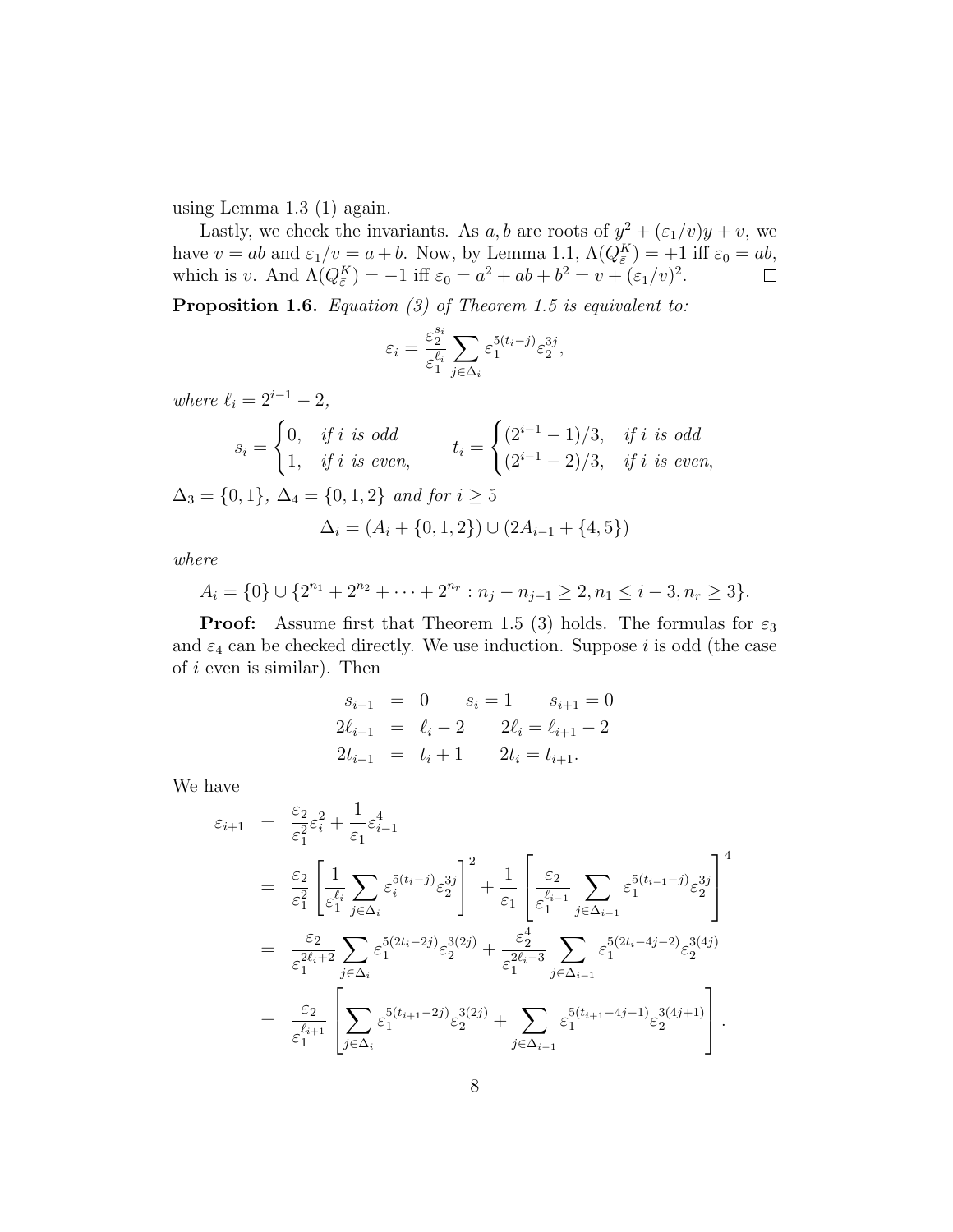using Lemma 1.3 (1) again.

Lastly, we check the invariants. As $a, b$ are roots of $y^2 + (\varepsilon_1/v)y + v$, we have $v = ab$ and $\varepsilon_1/v = a + b$. Now, by Lemma 1.1, $\Lambda(Q_{\bar{\varepsilon}}^K) = +1$ iff $\varepsilon_0 = ab$, which is $v$. And $\Lambda(Q_{\bar{\varepsilon}}^K) = -1$ iff $\varepsilon_0 = a^2 + ab + b^2 = v + (\varepsilon_1/v)^2$. $\square$

**Proposition 1.6.** *Equation (3) of Theorem 1.5 is equivalent to:*

$$\varepsilon_i = \frac{\varepsilon_2^{s_i}}{\varepsilon_1^{\ell_i}} \sum_{j \in \Delta_i} \varepsilon_1^{5(t_i - j)} \varepsilon_2^{3j},$$

*where* $\ell_i = 2^{i-1} - 2$,

$$s_i = \begin{cases} 0, & \text{if } i \text{ is odd} \\ 1, & \text{if } i \text{ is even}, \end{cases} \qquad t_i = \begin{cases} (2^{i-1} - 1)/3, & \text{if } i \text{ is odd} \\ (2^{i-1} - 2)/3, & \text{if } i \text{ is even}, \end{cases}$$

$\Delta_3 = \{0, 1\}$, $\Delta_4 = \{0, 1, 2\}$ *and for* $i \geq 5$

$$\Delta_i = (A_i + \{0, 1, 2\}) \cup (2A_{i-1} + \{4, 5\})$$

*where*

$$A_i = \{0\} \cup \{2^{n_1} + 2^{n_2} + \cdots + 2^{n_r} : n_j - n_{j-1} \geq 2, n_1 \leq i - 3, n_r \geq 3\}.$$

**Proof:** Assume first that Theorem 1.5 (3) holds. The formulas for $\varepsilon_3$ and $\varepsilon_4$ can be checked directly. We use induction. Suppose $i$ is odd (the case of $i$ even is similar). Then

$$\begin{aligned} s_{i-1} &= 0 \qquad s_i = 1 \qquad s_{i+1} = 0 \\ 2\ell_{i-1} &= \ell_i - 2 \qquad 2\ell_i = \ell_{i+1} - 2 \\ 2t_{i-1} &= t_i + 1 \qquad 2t_i = t_{i+1}. \end{aligned}$$

We have

$$\begin{aligned} \varepsilon_{i+1} &= \frac{\varepsilon_2}{\varepsilon_1^2}\varepsilon_i^2 + \frac{1}{\varepsilon_1}\varepsilon_{i-1}^4 \\ &= \frac{\varepsilon_2}{\varepsilon_1^2}\left[\frac{1}{\varepsilon_1^{\ell_i}} \sum_{j \in \Delta_i} \varepsilon_i^{5(t_i - j)} \varepsilon_2^{3j}\right]^2 + \frac{1}{\varepsilon_1}\left[\frac{\varepsilon_2}{\varepsilon_1^{\ell_{i-1}}} \sum_{j \in \Delta_{i-1}} \varepsilon_1^{5(t_{i-1} - j)} \varepsilon_2^{3j}\right]^4 \\ &= \frac{\varepsilon_2}{\varepsilon_1^{2\ell_i + 2}} \sum_{j \in \Delta_i} \varepsilon_1^{5(2t_i - 2j)} \varepsilon_2^{3(2j)} + \frac{\varepsilon_2^4}{\varepsilon_1^{2\ell_i - 3}} \sum_{j \in \Delta_{i-1}} \varepsilon_1^{5(2t_i - 4j - 2)} \varepsilon_2^{3(4j)} \\ &= \frac{\varepsilon_2}{\varepsilon_1^{\ell_{i+1}}}\left[\sum_{j \in \Delta_i} \varepsilon_1^{5(t_{i+1} - 2j)} \varepsilon_2^{3(2j)} + \sum_{j \in \Delta_{i-1}} \varepsilon_1^{5(t_{i+1} - 4j - 1)} \varepsilon_2^{3(4j+1)}\right]. \end{aligned}$$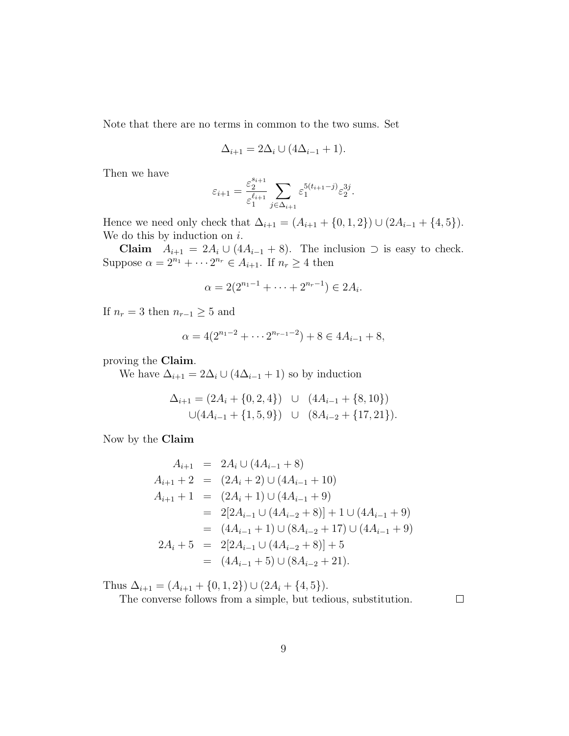Note that there are no terms in common to the two sums. Set

$$\Delta_{i+1} = 2\Delta_i \cup (4\Delta_{i-1} + 1).$$

Then we have

$$\varepsilon_{i+1} = \frac{\varepsilon_2^{s_{i+1}}}{\varepsilon_1^{\ell_{i+1}}} \sum_{j \in \Delta_{i+1}} \varepsilon_1^{5(t_{i+1}-j)} \varepsilon_2^{3j}.$$

Hence we need only check that $\Delta_{i+1} = (A_{i+1} + \{0, 1, 2\}) \cup (2A_{i-1} + \{4, 5\})$. We do this by induction on $i$.

**Claim** $A_{i+1} = 2A_i \cup (4A_{i-1} + 8)$. The inclusion $\supset$ is easy to check. Suppose $\alpha = 2^{n_1} + \cdots 2^{n_r} \in A_{i+1}$. If $n_r \geq 4$ then

$$\alpha = 2(2^{n_1 - 1} + \cdots + 2^{n_r - 1}) \in 2A_i.$$

If $n_r = 3$ then $n_{r-1} \geq 5$ and

$$\alpha = 4(2^{n_1 - 2} + \cdots 2^{n_{r-1} - 2}) + 8 \in 4A_{i-1} + 8,$$

proving the **Claim**.

We have $\Delta_{i+1} = 2\Delta_i \cup (4\Delta_{i-1} + 1)$ so by induction

$$\begin{aligned} \Delta_{i+1} = (2A_i + \{0, 2, 4\}) \quad &\cup \quad (4A_{i-1} + \{8, 10\}) \\ \cup (4A_{i-1} + \{1, 5, 9\}) \quad &\cup \quad (8A_{i-2} + \{17, 21\}). \end{aligned}$$

Now by the **Claim**

$$\begin{aligned} A_{i+1} &= 2A_i \cup (4A_{i-1} + 8) \\ A_{i+1} + 2 &= (2A_i + 2) \cup (4A_{i-1} + 10) \\ A_{i+1} + 1 &= (2A_i + 1) \cup (4A_{i-1} + 9) \\ &= 2[2A_{i-1} \cup (4A_{i-2} + 8)] + 1 \cup (4A_{i-1} + 9) \\ &= (4A_{i-1} + 1) \cup (8A_{i-2} + 17) \cup (4A_{i-1} + 9) \\ 2A_i + 5 &= 2[2A_{i-1} \cup (4A_{i-2} + 8)] + 5 \\ &= (4A_{i-1} + 5) \cup (8A_{i-2} + 21). \end{aligned}$$

Thus $\Delta_{i+1} = (A_{i+1} + \{0, 1, 2\}) \cup (2A_i + \{4, 5\})$.

The converse follows from a simple, but tedious, substitution. $\square$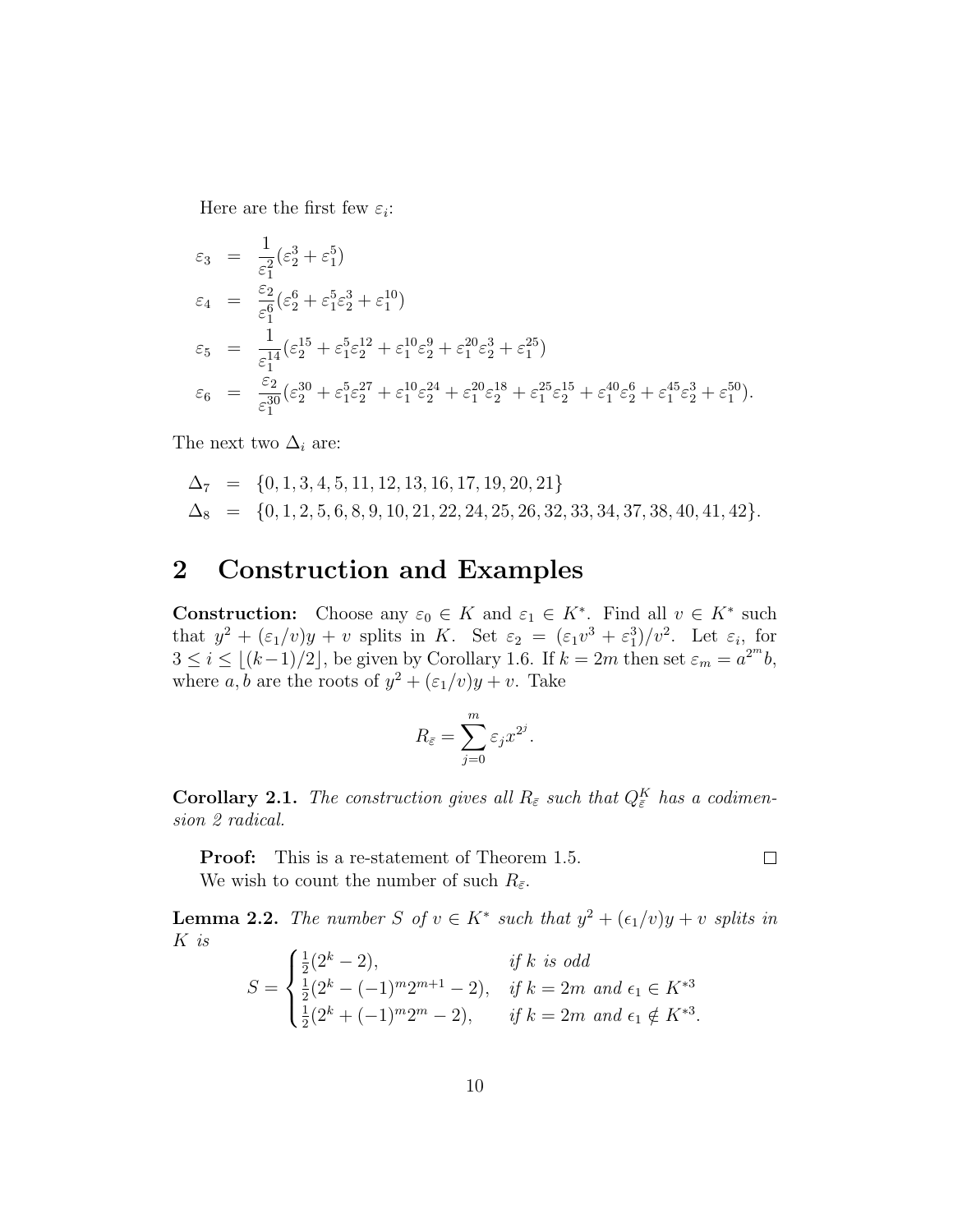Here are the first few $\varepsilon_i$:

$$
\begin{aligned}
\varepsilon_3 &= \frac{1}{\varepsilon_1^2}(\varepsilon_2^3 + \varepsilon_1^5) \\
\varepsilon_4 &= \frac{\varepsilon_2}{\varepsilon_1^6}(\varepsilon_2^6 + \varepsilon_1^5\varepsilon_2^3 + \varepsilon_1^{10}) \\
\varepsilon_5 &= \frac{1}{\varepsilon_1^{14}}(\varepsilon_2^{15} + \varepsilon_1^5\varepsilon_2^{12} + \varepsilon_1^{10}\varepsilon_2^9 + \varepsilon_1^{20}\varepsilon_2^3 + \varepsilon_1^{25}) \\
\varepsilon_6 &= \frac{\varepsilon_2}{\varepsilon_1^{30}}(\varepsilon_2^{30} + \varepsilon_1^5\varepsilon_2^{27} + \varepsilon_1^{10}\varepsilon_2^{24} + \varepsilon_1^{20}\varepsilon_2^{18} + \varepsilon_1^{25}\varepsilon_2^{15} + \varepsilon_1^{40}\varepsilon_2^6 + \varepsilon_1^{45}\varepsilon_2^3 + \varepsilon_1^{50}).
\end{aligned}
$$

The next two $\Delta_i$ are:

$$
\begin{aligned}
\Delta_7 &= \{0, 1, 3, 4, 5, 11, 12, 13, 16, 17, 19, 20, 21\} \\
\Delta_8 &= \{0, 1, 2, 5, 6, 8, 9, 10, 21, 22, 24, 25, 26, 32, 33, 34, 37, 38, 40, 41, 42\}.
\end{aligned}
$$

# 2 Construction and Examples

**Construction:** Choose any $\varepsilon_0 \in K$ and $\varepsilon_1 \in K^*$. Find all $v \in K^*$ such that $y^2 + (\varepsilon_1/v)y + v$ splits in $K$. Set $\varepsilon_2 = (\varepsilon_1 v^3 + \varepsilon_1^3)/v^2$. Let $\varepsilon_i$, for $3 \le i \le \lfloor (k-1)/2 \rfloor$, be given by Corollary 1.6. If $k = 2m$ then set $\varepsilon_m = a^{2^m} b$, where $a, b$ are the roots of $y^2 + (\varepsilon_1/v)y + v$. Take

$$
R_{\bar{\varepsilon}} = \sum_{j=0}^{m} \varepsilon_j x^{2^j}.
$$

**Corollary 2.1.** *The construction gives all $R_{\bar{\varepsilon}}$ such that $Q_{\bar{\varepsilon}}^K$ has a codimension 2 radical.*

**Proof:** This is a re-statement of Theorem 1.5. $\square$

We wish to count the number of such $R_{\bar{\varepsilon}}$.

**Lemma 2.2.** *The number $S$ of $v \in K^*$ such that $y^2 + (\epsilon_1/v)y + v$ splits in $K$ is*

$$
S = \begin{cases} \frac{1}{2}(2^k - 2), & \text{if } k \text{ is odd} \\ \frac{1}{2}(2^k - (-1)^m 2^{m+1} - 2), & \text{if } k = 2m \text{ and } \epsilon_1 \in K^{*3} \\ \frac{1}{2}(2^k + (-1)^m 2^m - 2), & \text{if } k = 2m \text{ and } \epsilon_1 \notin K^{*3}. \end{cases}
$$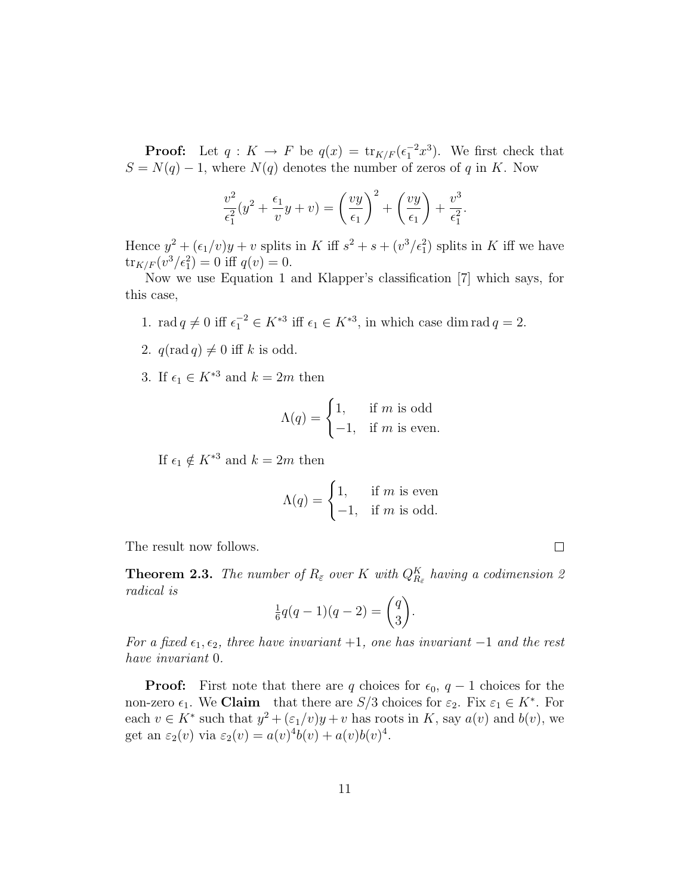**Proof:** Let $q : K \to F$ be $q(x) = \mathrm{tr}_{K/F}(\epsilon_1^{-2}x^3)$. We first check that $S = N(q) - 1$, where $N(q)$ denotes the number of zeros of $q$ in $K$. Now

$$\frac{v^2}{\epsilon_1^2}(y^2 + \frac{\epsilon_1}{v}y + v) = \left(\frac{vy}{\epsilon_1}\right)^2 + \left(\frac{vy}{\epsilon_1}\right) + \frac{v^3}{\epsilon_1^2}.$$

Hence $y^2 + (\epsilon_1/v)y + v$ splits in $K$ iff $s^2 + s + (v^3/\epsilon_1^2)$ splits in $K$ iff we have $\mathrm{tr}_{K/F}(v^3/\epsilon_1^2) = 0$ iff $q(v) = 0$.

Now we use Equation 1 and Klapper's classification [7] which says, for this case,

1. $\mathrm{rad}\, q \neq 0$ iff $\epsilon_1^{-2} \in K^{*3}$ iff $\epsilon_1 \in K^{*3}$, in which case $\dim \mathrm{rad}\, q = 2$.
2. $q(\mathrm{rad}\, q) \neq 0$ iff $k$ is odd.
3. If $\epsilon_1 \in K^{*3}$ and $k = 2m$ then
$$\Lambda(q) = \begin{cases} 1, & \text{if } m \text{ is odd} \\ -1, & \text{if } m \text{ is even.} \end{cases}$$
If $\epsilon_1 \notin K^{*3}$ and $k = 2m$ then
$$\Lambda(q) = \begin{cases} 1, & \text{if } m \text{ is even} \\ -1, & \text{if } m \text{ is odd.} \end{cases}$$

The result now follows. □

**Theorem 2.3.** *The number of $R_{\bar{\varepsilon}}$ over $K$ with $Q^K_{R_{\bar{\varepsilon}}}$ having a codimension 2 radical is*

$$\tfrac{1}{6}q(q-1)(q-2) = \binom{q}{3}.$$

*For a fixed $\epsilon_1, \epsilon_2$, three have invariant $+1$, one has invariant $-1$ and the rest have invariant 0.*

**Proof:** First note that there are $q$ choices for $\epsilon_0$, $q-1$ choices for the non-zero $\epsilon_1$. We **Claim** that there are $S/3$ choices for $\varepsilon_2$. Fix $\varepsilon_1 \in K^*$. For each $v \in K^*$ such that $y^2 + (\varepsilon_1/v)y + v$ has roots in $K$, say $a(v)$ and $b(v)$, we get an $\varepsilon_2(v)$ via $\varepsilon_2(v) = a(v)^4 b(v) + a(v)b(v)^4$.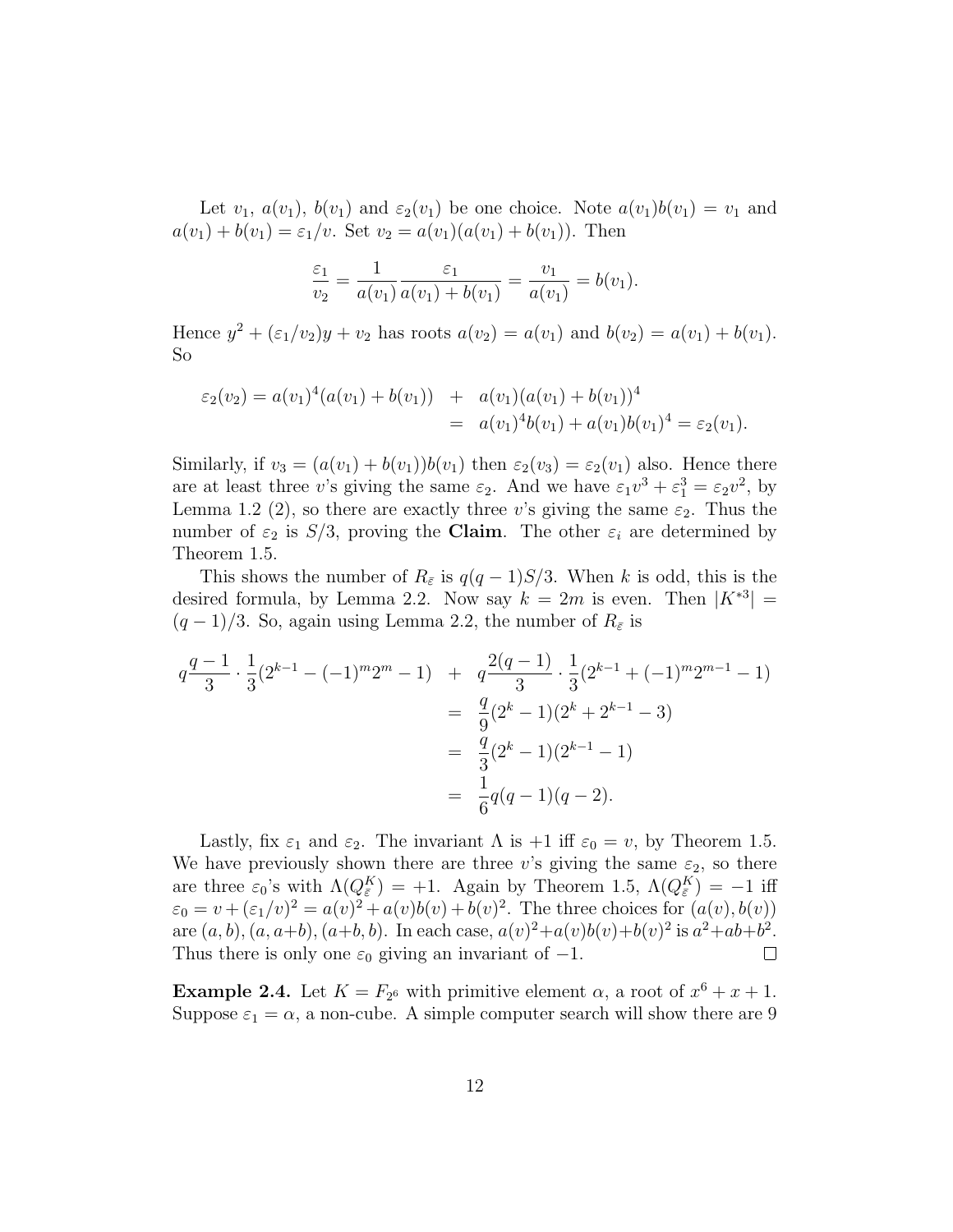Let $v_1$, $a(v_1)$, $b(v_1)$ and $\varepsilon_2(v_1)$ be one choice. Note $a(v_1)b(v_1) = v_1$ and $a(v_1) + b(v_1) = \varepsilon_1/v$. Set $v_2 = a(v_1)(a(v_1) + b(v_1))$. Then

$$\frac{\varepsilon_1}{v_2} = \frac{1}{a(v_1)}\frac{\varepsilon_1}{a(v_1) + b(v_1)} = \frac{v_1}{a(v_1)} = b(v_1).$$

Hence $y^2 + (\varepsilon_1/v_2)y + v_2$ has roots $a(v_2) = a(v_1)$ and $b(v_2) = a(v_1) + b(v_1)$. So

$$\begin{aligned}\varepsilon_2(v_2) = a(v_1)^4(a(v_1) + b(v_1)) \quad &+ \quad a(v_1)(a(v_1) + b(v_1))^4 \\ &= \quad a(v_1)^4 b(v_1) + a(v_1)b(v_1)^4 = \varepsilon_2(v_1).\end{aligned}$$

Similarly, if $v_3 = (a(v_1) + b(v_1))b(v_1)$ then $\varepsilon_2(v_3) = \varepsilon_2(v_1)$ also. Hence there are at least three $v$'s giving the same $\varepsilon_2$. And we have $\varepsilon_1 v^3 + \varepsilon_1^3 = \varepsilon_2 v^2$, by Lemma 1.2 (2), so there are exactly three $v$'s giving the same $\varepsilon_2$. Thus the number of $\varepsilon_2$ is $S/3$, proving the **Claim**. The other $\varepsilon_i$ are determined by Theorem 1.5.

This shows the number of $R_{\bar{\varepsilon}}$ is $q(q-1)S/3$. When $k$ is odd, this is the desired formula, by Lemma 2.2. Now say $k = 2m$ is even. Then $|K^{*3}| = (q-1)/3$. So, again using Lemma 2.2, the number of $R_{\bar{\varepsilon}}$ is

$$\begin{aligned} q\frac{q-1}{3}\cdot\frac{1}{3}(2^{k-1} - (-1)^m 2^m - 1) \quad &+ \quad q\frac{2(q-1)}{3}\cdot\frac{1}{3}(2^{k-1} + (-1)^m 2^{m-1} - 1) \\ &= \quad \frac{q}{9}(2^k - 1)(2^k + 2^{k-1} - 3) \\ &= \quad \frac{q}{3}(2^k - 1)(2^{k-1} - 1) \\ &= \quad \frac{1}{6}q(q-1)(q-2). \end{aligned}$$

Lastly, fix $\varepsilon_1$ and $\varepsilon_2$. The invariant $\Lambda$ is $+1$ iff $\varepsilon_0 = v$, by Theorem 1.5. We have previously shown there are three $v$'s giving the same $\varepsilon_2$, so there are three $\varepsilon_0$'s with $\Lambda(Q^K_{\bar{\varepsilon}}) = +1$. Again by Theorem 1.5, $\Lambda(Q^K_{\bar{\varepsilon}}) = -1$ iff $\varepsilon_0 = v + (\varepsilon_1/v)^2 = a(v)^2 + a(v)b(v) + b(v)^2$. The three choices for $(a(v), b(v))$ are $(a, b), (a, a+b), (a+b, b)$. In each case, $a(v)^2 + a(v)b(v) + b(v)^2$ is $a^2 + ab + b^2$. Thus there is only one $\varepsilon_0$ giving an invariant of $-1$. $\square$

**Example 2.4.** Let $K = F_{2^6}$ with primitive element $\alpha$, a root of $x^6 + x + 1$. Suppose $\varepsilon_1 = \alpha$, a non-cube. A simple computer search will show there are 9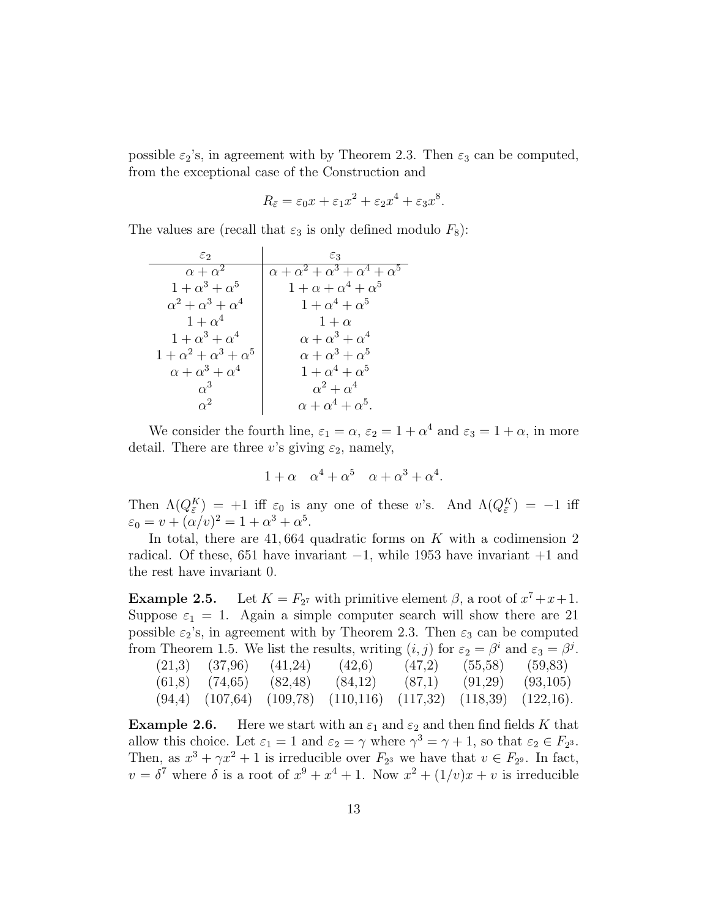possible $\varepsilon_2$'s, in agreement with by Theorem 2.3. Then $\varepsilon_3$ can be computed, from the exceptional case of the Construction and

$$R_{\bar{\varepsilon}} = \varepsilon_0 x + \varepsilon_1 x^2 + \varepsilon_2 x^4 + \varepsilon_3 x^8.$$

The values are (recall that $\varepsilon_3$ is only defined modulo $F_8$):

| $\varepsilon_2$ | $\varepsilon_3$ |
|---|---|
| $\alpha + \alpha^2$ | $\alpha + \alpha^2 + \alpha^3 + \alpha^4 + \alpha^5$ |
| $1 + \alpha^3 + \alpha^5$ | $1 + \alpha + \alpha^4 + \alpha^5$ |
| $\alpha^2 + \alpha^3 + \alpha^4$ | $1 + \alpha^4 + \alpha^5$ |
| $1 + \alpha^4$ | $1 + \alpha$ |
| $1 + \alpha^3 + \alpha^4$ | $\alpha + \alpha^3 + \alpha^4$ |
| $1 + \alpha^2 + \alpha^3 + \alpha^5$ | $\alpha + \alpha^3 + \alpha^5$ |
| $\alpha + \alpha^3 + \alpha^4$ | $1 + \alpha^4 + \alpha^5$ |
| $\alpha^3$ | $\alpha^2 + \alpha^4$ |
| $\alpha^2$ | $\alpha + \alpha^4 + \alpha^5$. |

We consider the fourth line, $\varepsilon_1 = \alpha$, $\varepsilon_2 = 1 + \alpha^4$ and $\varepsilon_3 = 1 + \alpha$, in more detail. There are three $v$'s giving $\varepsilon_2$, namely,

$$1 + \alpha \quad \alpha^4 + \alpha^5 \quad \alpha + \alpha^3 + \alpha^4.$$

Then $\Lambda(Q^K_{\bar{\varepsilon}}) = +1$ iff $\varepsilon_0$ is any one of these $v$'s. And $\Lambda(Q^K_{\bar{\varepsilon}}) = -1$ iff $\varepsilon_0 = v + (\alpha/v)^2 = 1 + \alpha^3 + \alpha^5$.

In total, there are 41,664 quadratic forms on $K$ with a codimension 2 radical. Of these, 651 have invariant $-1$, while 1953 have invariant $+1$ and the rest have invariant 0.

**Example 2.5.** Let $K = F_{2^7}$ with primitive element $\beta$, a root of $x^7 + x + 1$. Suppose $\varepsilon_1 = 1$. Again a simple computer search will show there are 21 possible $\varepsilon_2$'s, in agreement with by Theorem 2.3. Then $\varepsilon_3$ can be computed from Theorem 1.5. We list the results, writing $(i, j)$ for $\varepsilon_2 = \beta^i$ and $\varepsilon_3 = \beta^j$.

| | | | | | | |
|---|---|---|---|---|---|---|
| (21,3) | (37,96) | (41,24) | (42,6) | (47,2) | (55,58) | (59,83) |
| (61,8) | (74,65) | (82,48) | (84,12) | (87,1) | (91,29) | (93,105) |
| (94,4) | (107,64) | (109,78) | (110,116) | (117,32) | (118,39) | (122,16). |

**Example 2.6.** Here we start with an $\varepsilon_1$ and $\varepsilon_2$ and then find fields $K$ that allow this choice. Let $\varepsilon_1 = 1$ and $\varepsilon_2 = \gamma$ where $\gamma^3 = \gamma + 1$, so that $\varepsilon_2 \in F_{2^3}$. Then, as $x^3 + \gamma x^2 + 1$ is irreducible over $F_{2^3}$ we have that $v \in F_{2^9}$. In fact, $v = \delta^7$ where $\delta$ is a root of $x^9 + x^4 + 1$. Now $x^2 + (1/v)x + v$ is irreducible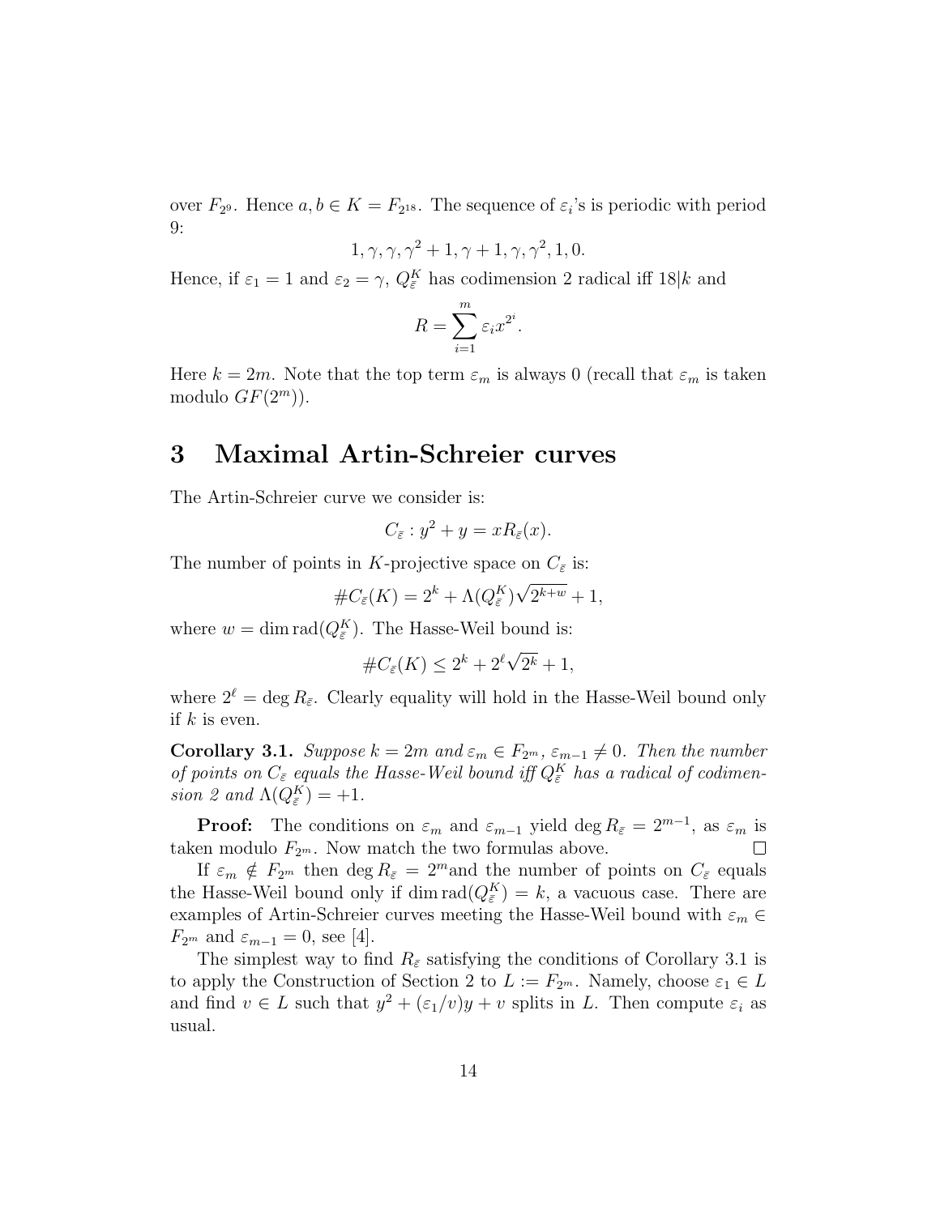over $F_{2^9}$. Hence $a, b \in K = F_{2^{18}}$. The sequence of $\varepsilon_i$'s is periodic with period 9:

$$1, \gamma, \gamma, \gamma^2 + 1, \gamma + 1, \gamma, \gamma^2, 1, 0.$$

Hence, if $\varepsilon_1 = 1$ and $\varepsilon_2 = \gamma$, $Q_{\bar{\varepsilon}}^K$ has codimension 2 radical iff $18|k$ and

$$R = \sum_{i=1}^{m} \varepsilon_i x^{2^i}.$$

Here $k = 2m$. Note that the top term $\varepsilon_m$ is always 0 (recall that $\varepsilon_m$ is taken modulo $GF(2^m)$).

# 3 Maximal Artin-Schreier curves

The Artin-Schreier curve we consider is:

$$C_{\bar{\varepsilon}} : y^2 + y = xR_{\bar{\varepsilon}}(x).$$

The number of points in $K$-projective space on $C_{\bar{\varepsilon}}$ is:

$$\#C_{\bar{\varepsilon}}(K) = 2^k + \Lambda(Q_{\bar{\varepsilon}}^K)\sqrt{2^{k+w}} + 1,$$

where $w = \dim \operatorname{rad}(Q_{\bar{\varepsilon}}^K)$. The Hasse-Weil bound is:

$$\#C_{\bar{\varepsilon}}(K) \leq 2^k + 2^\ell \sqrt{2^k} + 1,$$

where $2^\ell = \deg R_{\bar{\varepsilon}}$. Clearly equality will hold in the Hasse-Weil bound only if $k$ is even.

**Corollary 3.1.** *Suppose $k = 2m$ and $\varepsilon_m \in F_{2^m}$, $\varepsilon_{m-1} \neq 0$. Then the number of points on $C_{\bar{\varepsilon}}$ equals the Hasse-Weil bound iff $Q_{\bar{\varepsilon}}^K$ has a radical of codimension 2 and $\Lambda(Q_{\bar{\varepsilon}}^K) = +1$.*

**Proof:** The conditions on $\varepsilon_m$ and $\varepsilon_{m-1}$ yield $\deg R_{\bar{\varepsilon}} = 2^{m-1}$, as $\varepsilon_m$ is taken modulo $F_{2^m}$. Now match the two formulas above. $\square$

If $\varepsilon_m \notin F_{2^m}$ then $\deg R_{\bar{\varepsilon}} = 2^m$and the number of points on $C_{\bar{\varepsilon}}$ equals the Hasse-Weil bound only if $\dim \operatorname{rad}(Q_{\bar{\varepsilon}}^K) = k$, a vacuous case. There are examples of Artin-Schreier curves meeting the Hasse-Weil bound with $\varepsilon_m \in F_{2^m}$ and $\varepsilon_{m-1} = 0$, see [4].

The simplest way to find $R_{\bar{\varepsilon}}$ satisfying the conditions of Corollary 3.1 is to apply the Construction of Section 2 to $L := F_{2^m}$. Namely, choose $\varepsilon_1 \in L$ and find $v \in L$ such that $y^2 + (\varepsilon_1/v)y + v$ splits in $L$. Then compute $\varepsilon_i$ as usual.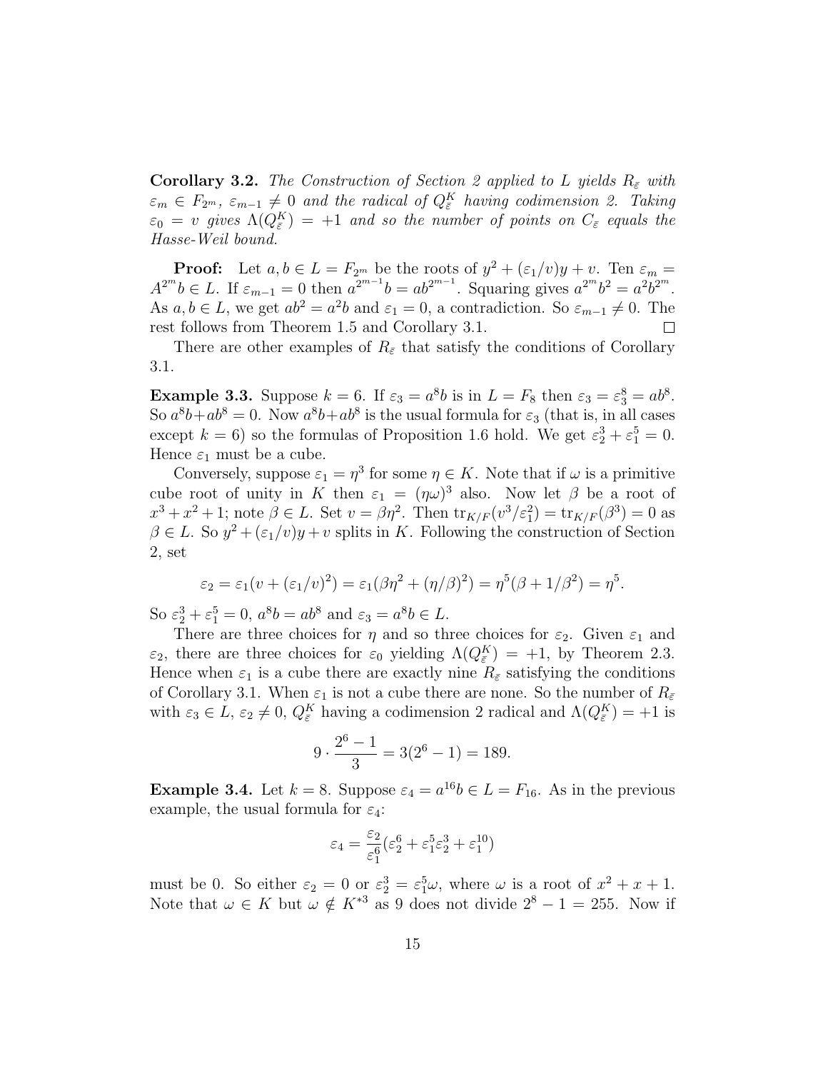**Corollary 3.2.** *The Construction of Section 2 applied to L yields $R_{\bar{\varepsilon}}$ with $\varepsilon_m \in F_{2^m}$, $\varepsilon_{m-1} \neq 0$ and the radical of $Q_{\bar{\varepsilon}}^K$ having codimension 2. Taking $\varepsilon_0 = v$ gives $\Lambda(Q_{\bar{\varepsilon}}^K) = +1$ and so the number of points on $C_{\bar{\varepsilon}}$ equals the Hasse-Weil bound.*

**Proof:** Let $a, b \in L = F_{2^m}$ be the roots of $y^2 + (\varepsilon_1/v)y + v$. Ten $\varepsilon_m = A^{2^m}b \in L$. If $\varepsilon_{m-1} = 0$ then $a^{2^{m-1}}b = ab^{2^{m-1}}$. Squaring gives $a^{2^m}b^2 = a^2b^{2^m}$. As $a, b \in L$, we get $ab^2 = a^2b$ and $\varepsilon_1 = 0$, a contradiction. So $\varepsilon_{m-1} \neq 0$. The rest follows from Theorem 1.5 and Corollary 3.1. $\square$

There are other examples of $R_{\bar{\varepsilon}}$ that satisfy the conditions of Corollary 3.1.

**Example 3.3.** Suppose $k = 6$. If $\varepsilon_3 = a^8b$ is in $L = F_8$ then $\varepsilon_3 = \varepsilon_3^8 = ab^8$. So $a^8b + ab^8 = 0$. Now $a^8b + ab^8$ is the usual formula for $\varepsilon_3$ (that is, in all cases except $k = 6$) so the formulas of Proposition 1.6 hold. We get $\varepsilon_2^3 + \varepsilon_1^5 = 0$. Hence $\varepsilon_1$ must be a cube.

Conversely, suppose $\varepsilon_1 = \eta^3$ for some $\eta \in K$. Note that if $\omega$ is a primitive cube root of unity in $K$ then $\varepsilon_1 = (\eta\omega)^3$ also. Now let $\beta$ be a root of $x^3 + x^2 + 1$; note $\beta \in L$. Set $v = \beta\eta^2$. Then $\mathrm{tr}_{K/F}(v^3/\varepsilon_1^2) = \mathrm{tr}_{K/F}(\beta^3) = 0$ as $\beta \in L$. So $y^2 + (\varepsilon_1/v)y + v$ splits in $K$. Following the construction of Section 2, set

$$\varepsilon_2 = \varepsilon_1(v + (\varepsilon_1/v)^2) = \varepsilon_1(\beta\eta^2 + (\eta/\beta)^2) = \eta^5(\beta + 1/\beta^2) = \eta^5.$$

So $\varepsilon_2^3 + \varepsilon_1^5 = 0$, $a^8b = ab^8$ and $\varepsilon_3 = a^8b \in L$.

There are three choices for $\eta$ and so three choices for $\varepsilon_2$. Given $\varepsilon_1$ and $\varepsilon_2$, there are three choices for $\varepsilon_0$ yielding $\Lambda(Q_{\bar{\varepsilon}}^K) = +1$, by Theorem 2.3. Hence when $\varepsilon_1$ is a cube there are exactly nine $R_{\bar{\varepsilon}}$ satisfying the conditions of Corollary 3.1. When $\varepsilon_1$ is not a cube there are none. So the number of $R_{\bar{\varepsilon}}$ with $\varepsilon_3 \in L$, $\varepsilon_2 \neq 0$, $Q_{\bar{\varepsilon}}^K$ having a codimension 2 radical and $\Lambda(Q_{\bar{\varepsilon}}^K) = +1$ is

$$9 \cdot \frac{2^6 - 1}{3} = 3(2^6 - 1) = 189.$$

**Example 3.4.** Let $k = 8$. Suppose $\varepsilon_4 = a^{16}b \in L = F_{16}$. As in the previous example, the usual formula for $\varepsilon_4$:

$$\varepsilon_4 = \frac{\varepsilon_2}{\varepsilon_1^6}(\varepsilon_2^6 + \varepsilon_1^5\varepsilon_2^3 + \varepsilon_1^{10})$$

must be 0. So either $\varepsilon_2 = 0$ or $\varepsilon_2^3 = \varepsilon_1^5\omega$, where $\omega$ is a root of $x^2 + x + 1$. Note that $\omega \in K$ but $\omega \notin K^{*3}$ as 9 does not divide $2^8 - 1 = 255$. Now if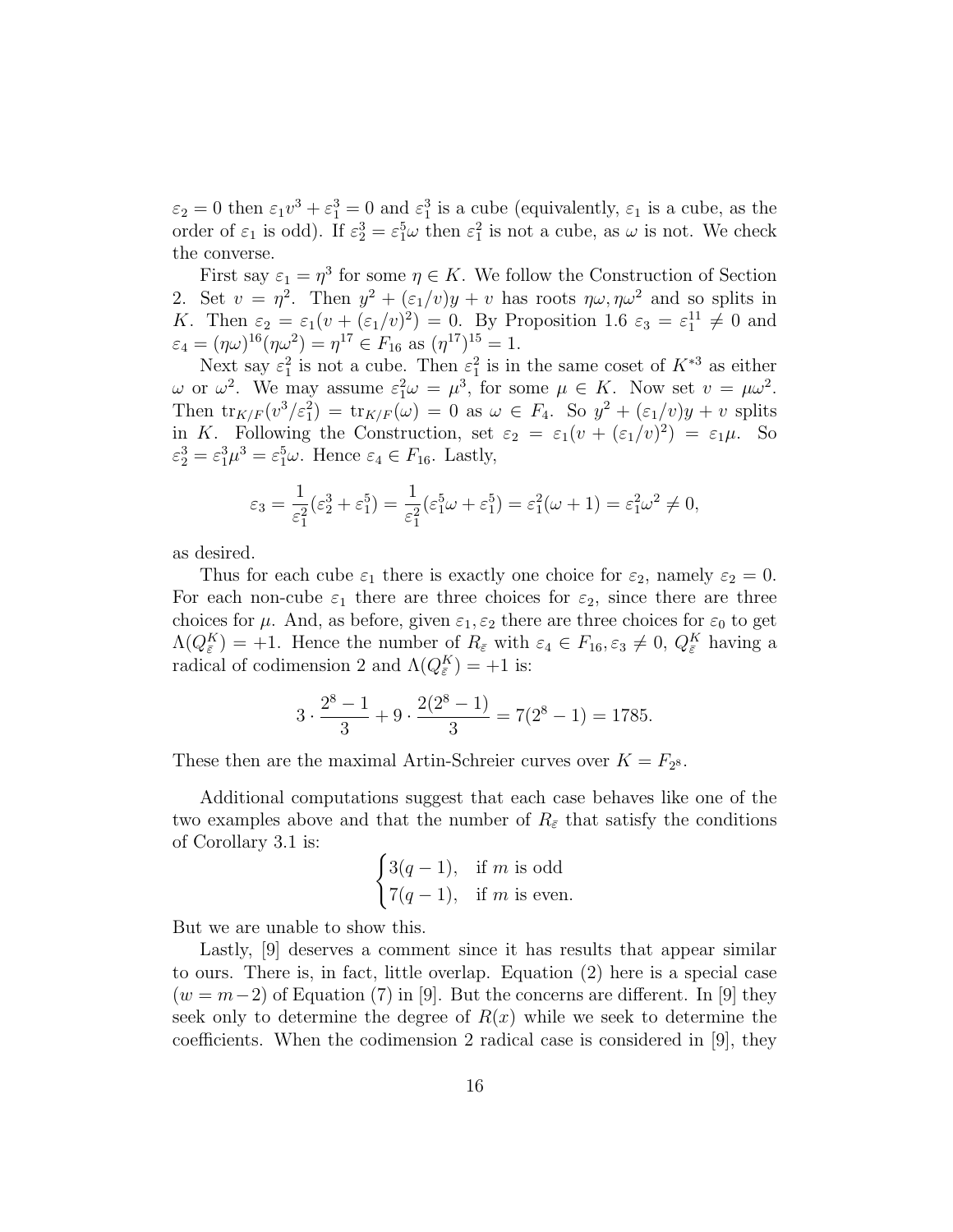$\varepsilon_2 = 0$ then $\varepsilon_1 v^3 + \varepsilon_1^3 = 0$ and $\varepsilon_1^3$ is a cube (equivalently, $\varepsilon_1$ is a cube, as the order of $\varepsilon_1$ is odd). If $\varepsilon_2^3 = \varepsilon_1^5\omega$ then $\varepsilon_1^2$ is not a cube, as $\omega$ is not. We check the converse.

First say $\varepsilon_1 = \eta^3$ for some $\eta \in K$. We follow the Construction of Section 2. Set $v = \eta^2$. Then $y^2 + (\varepsilon_1/v)y + v$ has roots $\eta\omega, \eta\omega^2$ and so splits in $K$. Then $\varepsilon_2 = \varepsilon_1(v + (\varepsilon_1/v)^2) = 0$. By Proposition 1.6 $\varepsilon_3 = \varepsilon_1^{11} \neq 0$ and $\varepsilon_4 = (\eta\omega)^{16}(\eta\omega^2) = \eta^{17} \in F_{16}$ as $(\eta^{17})^{15} = 1$.

Next say $\varepsilon_1^2$ is not a cube. Then $\varepsilon_1^2$ is in the same coset of $K^{*3}$ as either $\omega$ or $\omega^2$. We may assume $\varepsilon_1^2\omega = \mu^3$, for some $\mu \in K$. Now set $v = \mu\omega^2$. Then $\mathrm{tr}_{K/F}(v^3/\varepsilon_1^2) = \mathrm{tr}_{K/F}(\omega) = 0$ as $\omega \in F_4$. So $y^2 + (\varepsilon_1/v)y + v$ splits in $K$. Following the Construction, set $\varepsilon_2 = \varepsilon_1(v + (\varepsilon_1/v)^2) = \varepsilon_1\mu$. So $\varepsilon_2^3 = \varepsilon_1^3\mu^3 = \varepsilon_1^5\omega$. Hence $\varepsilon_4 \in F_{16}$. Lastly,

$$\varepsilon_3 = \frac{1}{\varepsilon_1^2}(\varepsilon_2^3 + \varepsilon_1^5) = \frac{1}{\varepsilon_1^2}(\varepsilon_1^5\omega + \varepsilon_1^5) = \varepsilon_1^2(\omega + 1) = \varepsilon_1^2\omega^2 \neq 0,$$

as desired.

Thus for each cube $\varepsilon_1$ there is exactly one choice for $\varepsilon_2$, namely $\varepsilon_2 = 0$. For each non-cube $\varepsilon_1$ there are three choices for $\varepsilon_2$, since there are three choices for $\mu$. And, as before, given $\varepsilon_1, \varepsilon_2$ there are three choices for $\varepsilon_0$ to get $\Lambda(Q_{\bar{\varepsilon}}^K) = +1$. Hence the number of $R_{\bar{\varepsilon}}$ with $\varepsilon_4 \in F_{16}, \varepsilon_3 \neq 0$, $Q_{\bar{\varepsilon}}^K$ having a radical of codimension 2 and $\Lambda(Q_{\bar{\varepsilon}}^K) = +1$ is:

$$3 \cdot \frac{2^8 - 1}{3} + 9 \cdot \frac{2(2^8 - 1)}{3} = 7(2^8 - 1) = 1785.$$

These then are the maximal Artin-Schreier curves over $K = F_{2^8}$.

Additional computations suggest that each case behaves like one of the two examples above and that the number of $R_{\bar{\varepsilon}}$ that satisfy the conditions of Corollary 3.1 is:

$$\begin{cases} 3(q-1), & \text{if } m \text{ is odd} \\ 7(q-1), & \text{if } m \text{ is even.} \end{cases}$$

But we are unable to show this.

Lastly, [9] deserves a comment since it has results that appear similar to ours. There is, in fact, little overlap. Equation (2) here is a special case ($w = m-2$) of Equation (7) in [9]. But the concerns are different. In [9] they seek only to determine the degree of $R(x)$ while we seek to determine the coefficients. When the codimension 2 radical case is considered in [9], they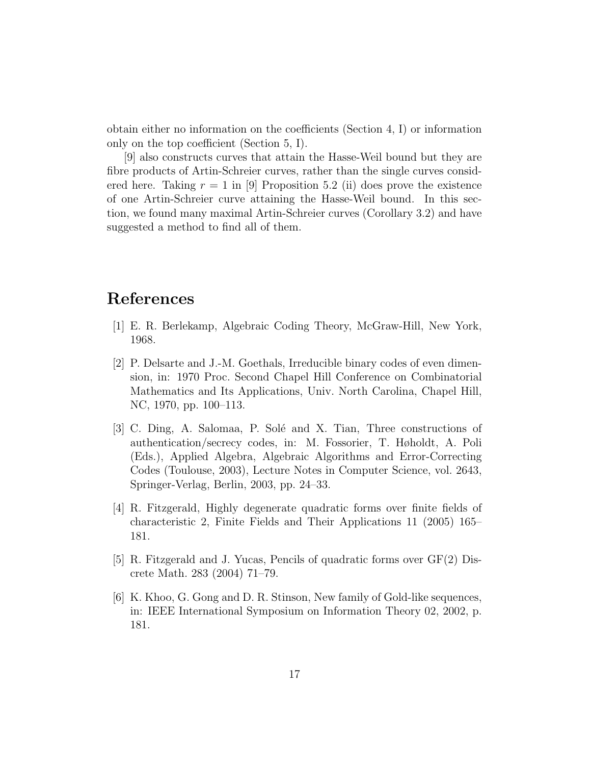obtain either no information on the coefficients (Section 4, I) or information only on the top coefficient (Section 5, I).

[9] also constructs curves that attain the Hasse-Weil bound but they are fibre products of Artin-Schreier curves, rather than the single curves considered here. Taking $r = 1$ in [9] Proposition 5.2 (ii) does prove the existence of one Artin-Schreier curve attaining the Hasse-Weil bound. In this section, we found many maximal Artin-Schreier curves (Corollary 3.2) and have suggested a method to find all of them.

# References

[1] E. R. Berlekamp, Algebraic Coding Theory, McGraw-Hill, New York, 1968.

[2] P. Delsarte and J.-M. Goethals, Irreducible binary codes of even dimension, in: 1970 Proc. Second Chapel Hill Conference on Combinatorial Mathematics and Its Applications, Univ. North Carolina, Chapel Hill, NC, 1970, pp. 100–113.

[3] C. Ding, A. Salomaa, P. Solé and X. Tian, Three constructions of authentication/secrecy codes, in: M. Fossorier, T. Høholdt, A. Poli (Eds.), Applied Algebra, Algebraic Algorithms and Error-Correcting Codes (Toulouse, 2003), Lecture Notes in Computer Science, vol. 2643, Springer-Verlag, Berlin, 2003, pp. 24–33.

[4] R. Fitzgerald, Highly degenerate quadratic forms over finite fields of characteristic 2, Finite Fields and Their Applications 11 (2005) 165–181.

[5] R. Fitzgerald and J. Yucas, Pencils of quadratic forms over GF(2) Discrete Math. 283 (2004) 71–79.

[6] K. Khoo, G. Gong and D. R. Stinson, New family of Gold-like sequences, in: IEEE International Symposium on Information Theory 02, 2002, p. 181.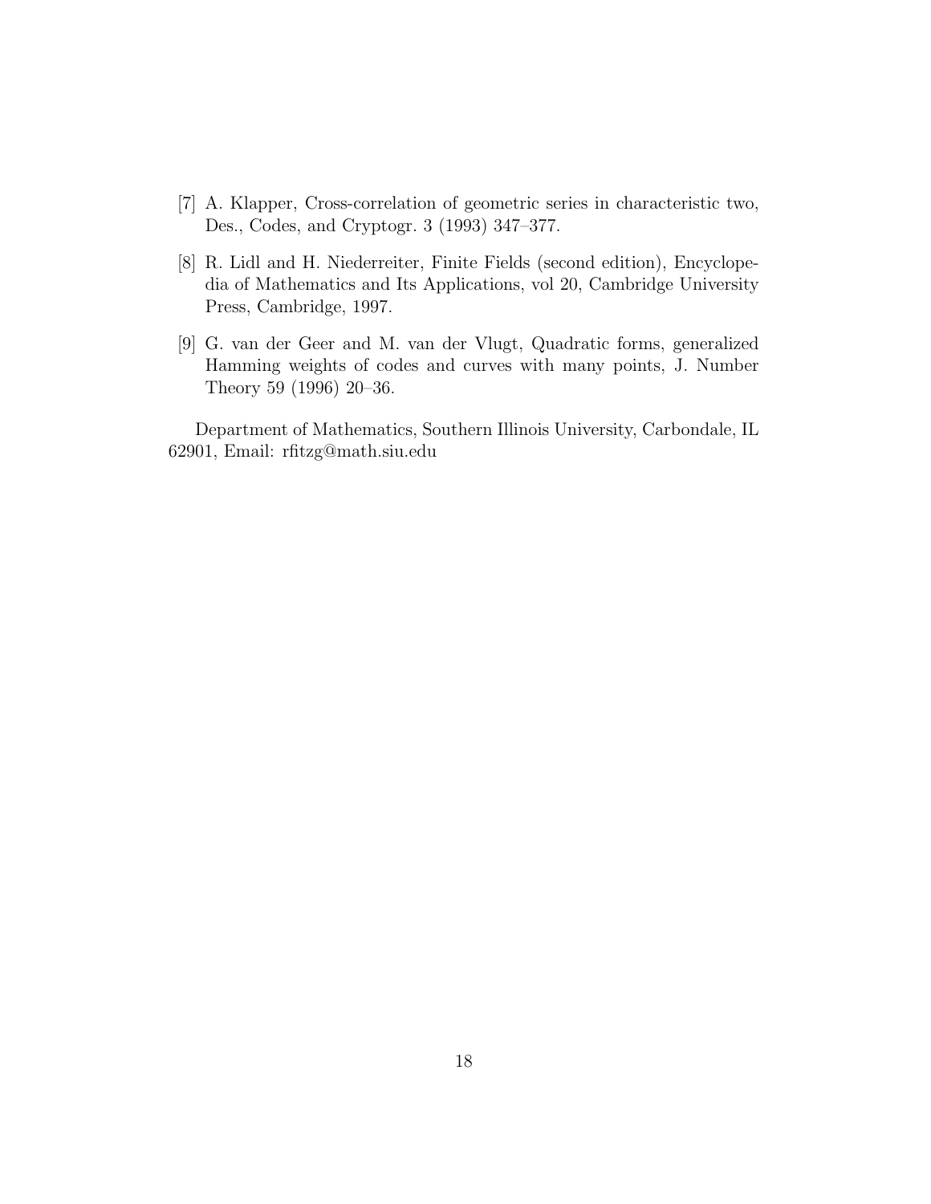[7] A. Klapper, Cross-correlation of geometric series in characteristic two, Des., Codes, and Cryptogr. 3 (1993) 347–377.

[8] R. Lidl and H. Niederreiter, Finite Fields (second edition), Encyclopedia of Mathematics and Its Applications, vol 20, Cambridge University Press, Cambridge, 1997.

[9] G. van der Geer and M. van der Vlugt, Quadratic forms, generalized Hamming weights of codes and curves with many points, J. Number Theory 59 (1996) 20–36.

Department of Mathematics, Southern Illinois University, Carbondale, IL 62901, Email: rfitzg@math.siu.edu